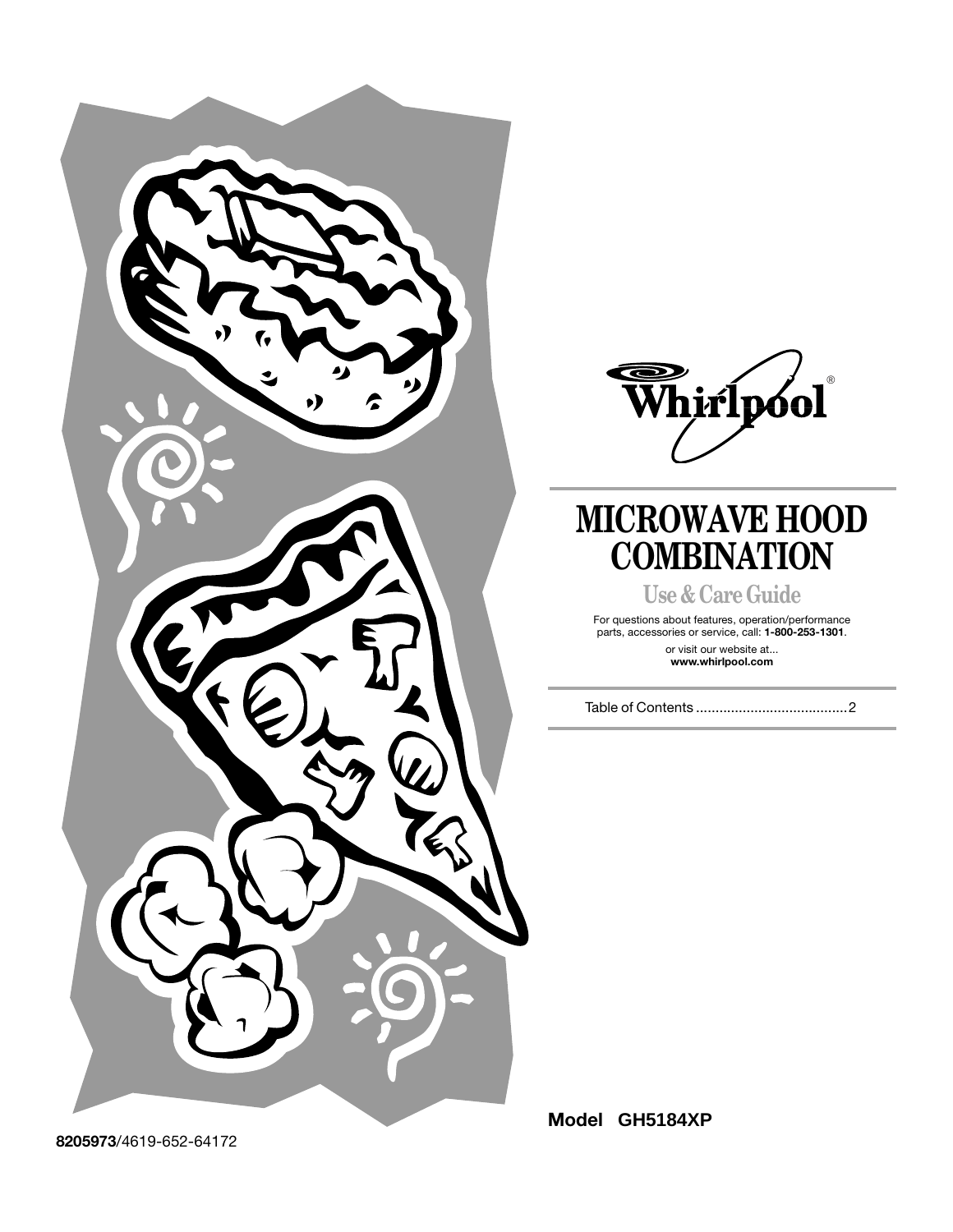Whirlpool®

# MICROWAVE HOOD COMBINATION

## Use & Care Guide

For questions about features, operation/performance parts, accessories or service, call: **1-800-253-1301**.

or visit our website at...
**www.whirlpool.com**

Table of Contents .......................................2

**Model GH5184XP**

**8205973**/4619-652-64172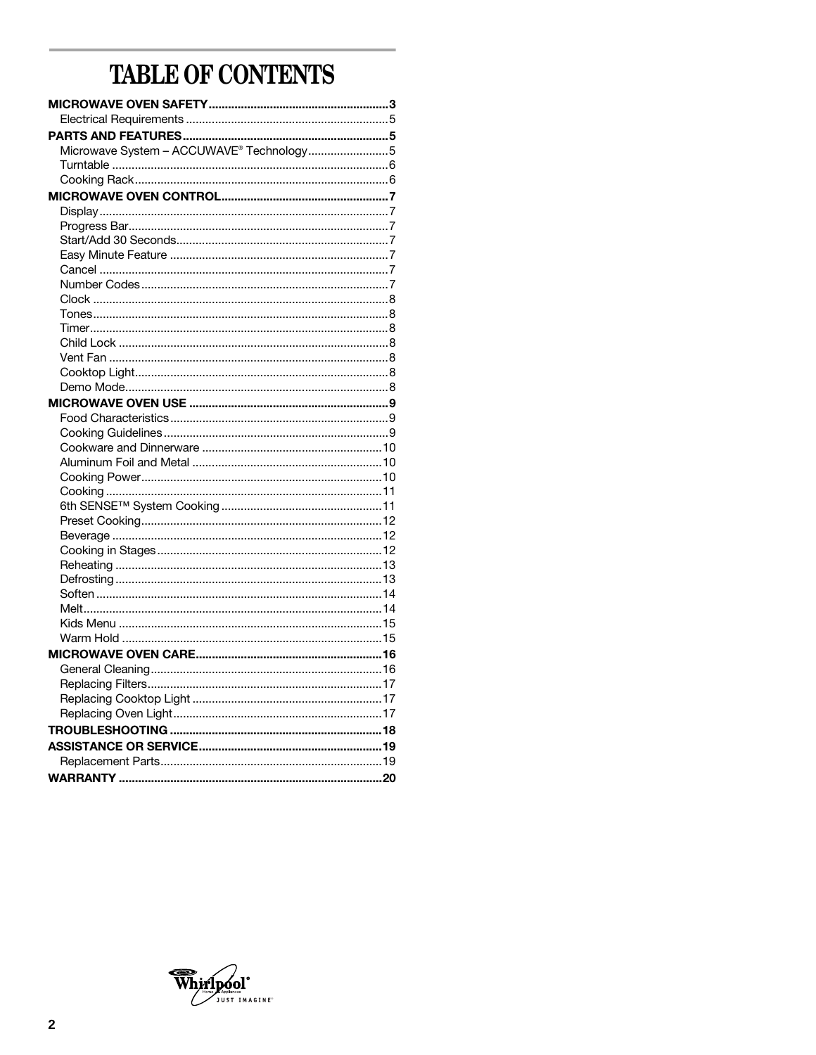# TABLE OF CONTENTS

**MICROWAVE OVEN SAFETY** ........................................................ 3
- Electrical Requirements ........................................................ 5

**PARTS AND FEATURES** ........................................................ 5
- Microwave System – ACCUWAVE® Technology ........................................................ 5
- Turntable ........................................................ 6
- Cooking Rack ........................................................ 6

**MICROWAVE OVEN CONTROL** ........................................................ 7
- Display ........................................................ 7
- Progress Bar ........................................................ 7
- Start/Add 30 Seconds ........................................................ 7
- Easy Minute Feature ........................................................ 7
- Cancel ........................................................ 7
- Number Codes ........................................................ 7
- Clock ........................................................ 8
- Tones ........................................................ 8
- Timer ........................................................ 8
- Child Lock ........................................................ 8
- Vent Fan ........................................................ 8
- Cooktop Light ........................................................ 8
- Demo Mode ........................................................ 8

**MICROWAVE OVEN USE** ........................................................ 9
- Food Characteristics ........................................................ 9
- Cooking Guidelines ........................................................ 9
- Cookware and Dinnerware ........................................................ 10
- Aluminum Foil and Metal ........................................................ 10
- Cooking Power ........................................................ 10
- Cooking ........................................................ 11
- 6th SENSE™ System Cooking ........................................................ 11
- Preset Cooking ........................................................ 12
- Beverage ........................................................ 12
- Cooking in Stages ........................................................ 12
- Reheating ........................................................ 13
- Defrosting ........................................................ 13
- Soften ........................................................ 14
- Melt ........................................................ 14
- Kids Menu ........................................................ 15
- Warm Hold ........................................................ 15

**MICROWAVE OVEN CARE** ........................................................ 16
- General Cleaning ........................................................ 16
- Replacing Filters ........................................................ 17
- Replacing Cooktop Light ........................................................ 17
- Replacing Oven Light ........................................................ 17

**TROUBLESHOOTING** ........................................................ 18

**ASSISTANCE OR SERVICE** ........................................................ 19
- Replacement Parts ........................................................ 19

**WARRANTY** ........................................................ 20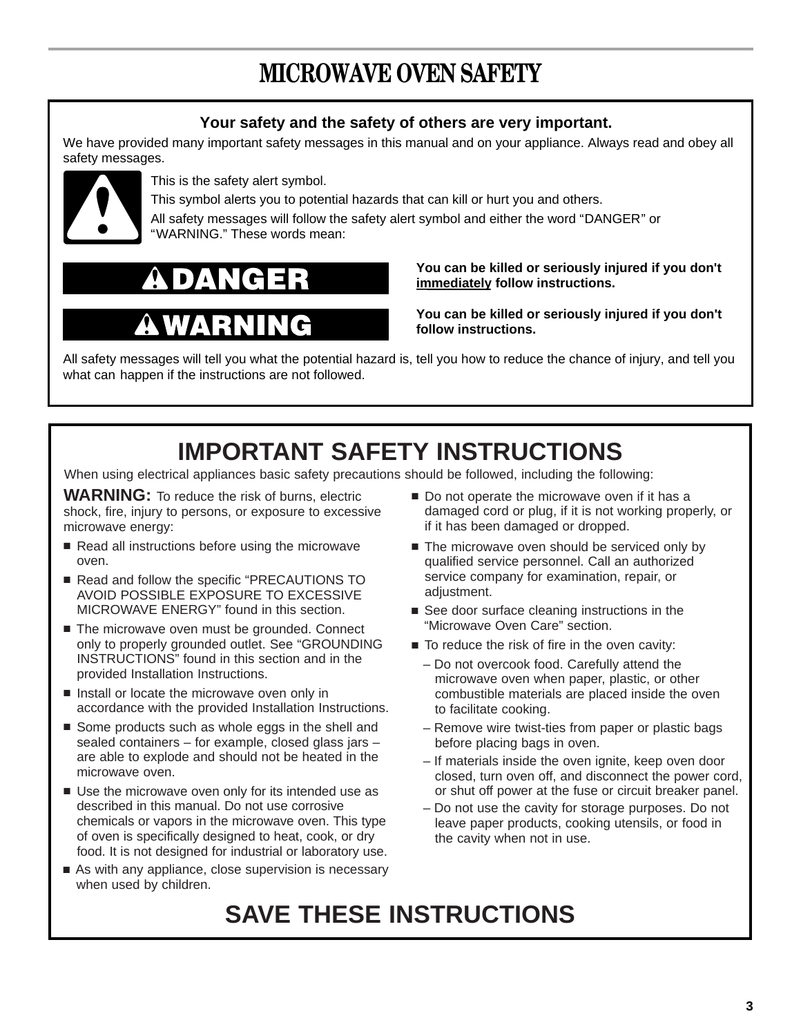# MICROWAVE OVEN SAFETY

**Your safety and the safety of others are very important.**

We have provided many important safety messages in this manual and on your appliance. Always read and obey all safety messages.

This is the safety alert symbol.

This symbol alerts you to potential hazards that can kill or hurt you and others.

All safety messages will follow the safety alert symbol and either the word “DANGER” or “WARNING.” These words mean:

**DANGER** — **You can be killed or seriously injured if you don't immediately follow instructions.**

**WARNING** — **You can be killed or seriously injured if you don't follow instructions.**

All safety messages will tell you what the potential hazard is, tell you how to reduce the chance of injury, and tell you what can happen if the instructions are not followed.

## IMPORTANT SAFETY INSTRUCTIONS

When using electrical appliances basic safety precautions should be followed, including the following:

**WARNING:** To reduce the risk of burns, electric shock, fire, injury to persons, or exposure to excessive microwave energy:

- Read all instructions before using the microwave oven.
- Read and follow the specific “PRECAUTIONS TO AVOID POSSIBLE EXPOSURE TO EXCESSIVE MICROWAVE ENERGY” found in this section.
- The microwave oven must be grounded. Connect only to properly grounded outlet. See “GROUNDING INSTRUCTIONS” found in this section and in the provided Installation Instructions.
- Install or locate the microwave oven only in accordance with the provided Installation Instructions.
- Some products such as whole eggs in the shell and sealed containers – for example, closed glass jars – are able to explode and should not be heated in the microwave oven.
- Use the microwave oven only for its intended use as described in this manual. Do not use corrosive chemicals or vapors in the microwave oven. This type of oven is specifically designed to heat, cook, or dry food. It is not designed for industrial or laboratory use.
- As with any appliance, close supervision is necessary when used by children.
- Do not operate the microwave oven if it has a damaged cord or plug, if it is not working properly, or if it has been damaged or dropped.
- The microwave oven should be serviced only by qualified service personnel. Call an authorized service company for examination, repair, or adjustment.
- See door surface cleaning instructions in the “Microwave Oven Care” section.
- To reduce the risk of fire in the oven cavity:
  - Do not overcook food. Carefully attend the microwave oven when paper, plastic, or other combustible materials are placed inside the oven to facilitate cooking.
  - Remove wire twist-ties from paper or plastic bags before placing bags in oven.
  - If materials inside the oven ignite, keep oven door closed, turn oven off, and disconnect the power cord, or shut off power at the fuse or circuit breaker panel.
  - Do not use the cavity for storage purposes. Do not leave paper products, cooking utensils, or food in the cavity when not in use.

## SAVE THESE INSTRUCTIONS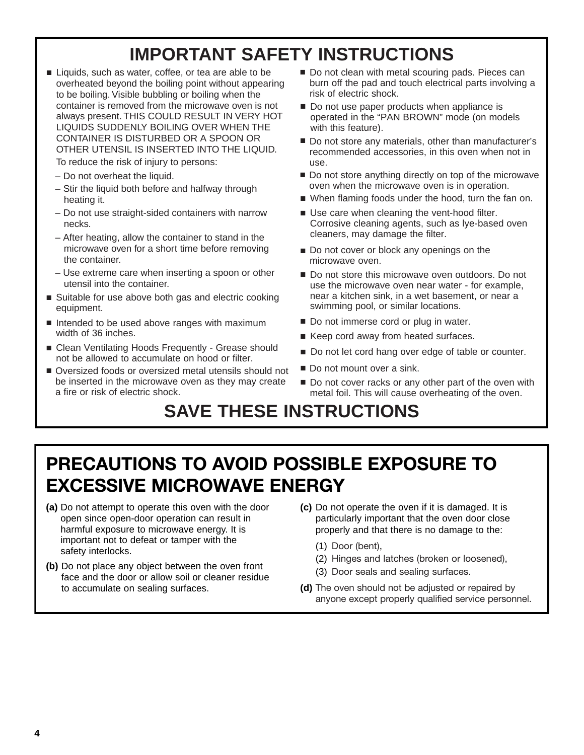# IMPORTANT SAFETY INSTRUCTIONS

- Liquids, such as water, coffee, or tea are able to be overheated beyond the boiling point without appearing to be boiling. Visible bubbling or boiling when the container is removed from the microwave oven is not always present. THIS COULD RESULT IN VERY HOT LIQUIDS SUDDENLY BOILING OVER WHEN THE CONTAINER IS DISTURBED OR A SPOON OR OTHER UTENSIL IS INSERTED INTO THE LIQUID.

  To reduce the risk of injury to persons:

  – Do not overheat the liquid.

  – Stir the liquid both before and halfway through heating it.

  – Do not use straight-sided containers with narrow necks.

  – After heating, allow the container to stand in the microwave oven for a short time before removing the container.

  – Use extreme care when inserting a spoon or other utensil into the container.
- Suitable for use above both gas and electric cooking equipment.
- Intended to be used above ranges with maximum width of 36 inches.
- Clean Ventilating Hoods Frequently - Grease should not be allowed to accumulate on hood or filter.
- Oversized foods or oversized metal utensils should not be inserted in the microwave oven as they may create a fire or risk of electric shock.
- Do not clean with metal scouring pads. Pieces can burn off the pad and touch electrical parts involving a risk of electric shock.
- Do not use paper products when appliance is operated in the “PAN BROWN” mode (on models with this feature).
- Do not store any materials, other than manufacturer’s recommended accessories, in this oven when not in use.
- Do not store anything directly on top of the microwave oven when the microwave oven is in operation.
- When flaming foods under the hood, turn the fan on.
- Use care when cleaning the vent-hood filter. Corrosive cleaning agents, such as lye-based oven cleaners, may damage the filter.
- Do not cover or block any openings on the microwave oven.
- Do not store this microwave oven outdoors. Do not use the microwave oven near water - for example, near a kitchen sink, in a wet basement, or near a swimming pool, or similar locations.
- Do not immerse cord or plug in water.
- Keep cord away from heated surfaces.
- Do not let cord hang over edge of table or counter.
- Do not mount over a sink.
- Do not cover racks or any other part of the oven with metal foil. This will cause overheating of the oven.

## SAVE THESE INSTRUCTIONS

# PRECAUTIONS TO AVOID POSSIBLE EXPOSURE TO EXCESSIVE MICROWAVE ENERGY

**(a)** Do not attempt to operate this oven with the door open since open-door operation can result in harmful exposure to microwave energy. It is important not to defeat or tamper with the safety interlocks.

**(b)** Do not place any object between the oven front face and the door or allow soil or cleaner residue to accumulate on sealing surfaces.

**(c)** Do not operate the oven if it is damaged. It is particularly important that the oven door close properly and that there is no damage to the:

(1) Door (bent),

(2) Hinges and latches (broken or loosened),

(3) Door seals and sealing surfaces.

**(d)** The oven should not be adjusted or repaired by anyone except properly qualified service personnel.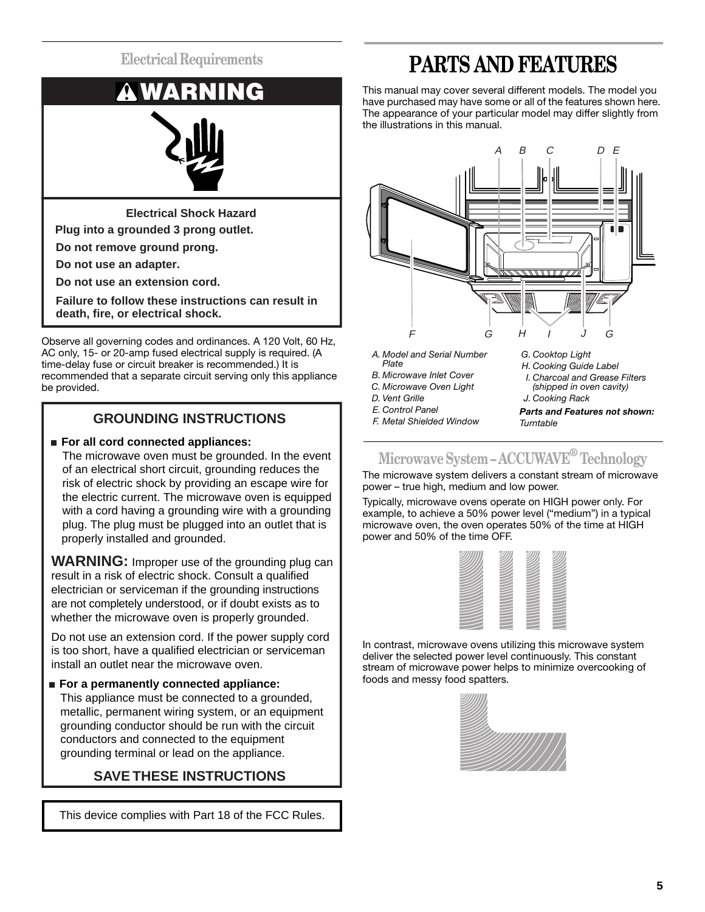## Electrical Requirements

**⚠WARNING**

**Electrical Shock Hazard**

**Plug into a grounded 3 prong outlet.**

**Do not remove ground prong.**

**Do not use an adapter.**

**Do not use an extension cord.**

**Failure to follow these instructions can result in death, fire, or electrical shock.**

Observe all governing codes and ordinances. A 120 Volt, 60 Hz, AC only, 15- or 20-amp fused electrical supply is required. (A time-delay fuse or circuit breaker is recommended.) It is recommended that a separate circuit serving only this appliance be provided.

### GROUNDING INSTRUCTIONS

- **For all cord connected appliances:**
  The microwave oven must be grounded. In the event of an electrical short circuit, grounding reduces the risk of electric shock by providing an escape wire for the electric current. The microwave oven is equipped with a cord having a grounding wire with a grounding plug. The plug must be plugged into an outlet that is properly installed and grounded.

**WARNING:** Improper use of the grounding plug can result in a risk of electric shock. Consult a qualified electrician or serviceman if the grounding instructions are not completely understood, or if doubt exists as to whether the microwave oven is properly grounded.

Do not use an extension cord. If the power supply cord is too short, have a qualified electrician or serviceman install an outlet near the microwave oven.

- **For a permanently connected appliance:**
  This appliance must be connected to a grounded, metallic, permanent wiring system, or an equipment grounding conductor should be run with the circuit conductors and connected to the equipment grounding terminal or lead on the appliance.

**SAVE THESE INSTRUCTIONS**

This device complies with Part 18 of the FCC Rules.

# PARTS AND FEATURES

This manual may cover several different models. The model you have purchased may have some or all of the features shown here. The appearance of your particular model may differ slightly from the illustrations in this manual.

*A. Model and Serial Number Plate*
*B. Microwave Inlet Cover*
*C. Microwave Oven Light*
*D. Vent Grille*
*E. Control Panel*
*F. Metal Shielded Window*
*G. Cooktop Light*
*H. Cooking Guide Label*
*I. Charcoal and Grease Filters (shipped in oven cavity)*
*J. Cooking Rack*

***Parts and Features not shown:***
*Turntable*

## Microwave System – ACCUWAVE® Technology

The microwave system delivers a constant stream of microwave power – true high, medium and low power.

Typically, microwave ovens operate on HIGH power only. For example, to achieve a 50% power level (“medium”) in a typical microwave oven, the oven operates 50% of the time at HIGH power and 50% of the time OFF.

In contrast, microwave ovens utilizing this microwave system deliver the selected power level continuously. This constant stream of microwave power helps to minimize overcooking of foods and messy food spatters.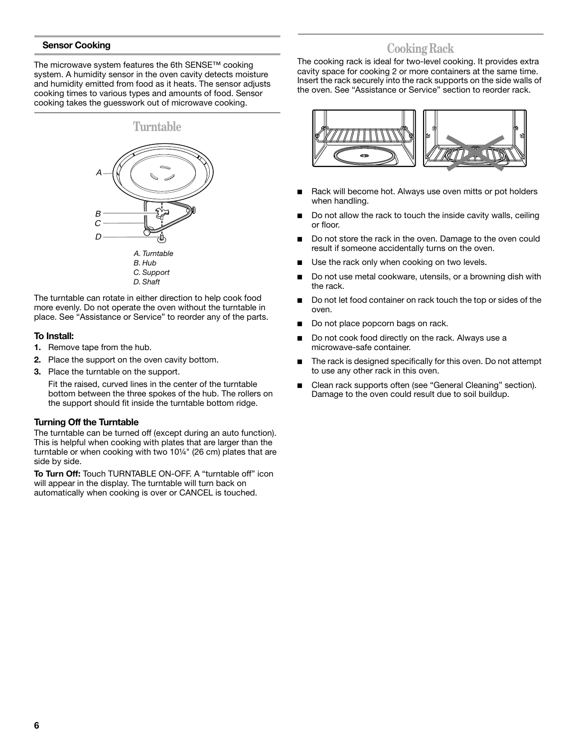### Sensor Cooking

The microwave system features the 6th SENSE™ cooking system. A humidity sensor in the oven cavity detects moisture and humidity emitted from food as it heats. The sensor adjusts cooking times to various types and amounts of food. Sensor cooking takes the guesswork out of microwave cooking.

## Turntable

*A. Turntable*
*B. Hub*
*C. Support*
*D. Shaft*

The turntable can rotate in either direction to help cook food more evenly. Do not operate the oven without the turntable in place. See "Assistance or Service" to reorder any of the parts.

### To Install:

1. Remove tape from the hub.
2. Place the support on the oven cavity bottom.
3. Place the turntable on the support.

   Fit the raised, curved lines in the center of the turntable bottom between the three spokes of the hub. The rollers on the support should fit inside the turntable bottom ridge.

### Turning Off the Turntable

The turntable can be turned off (except during an auto function). This is helpful when cooking with plates that are larger than the turntable or when cooking with two 10¼" (26 cm) plates that are side by side.

**To Turn Off:** Touch TURNTABLE ON-OFF. A "turntable off" icon will appear in the display. The turntable will turn back on automatically when cooking is over or CANCEL is touched.

## Cooking Rack

The cooking rack is ideal for two-level cooking. It provides extra cavity space for cooking 2 or more containers at the same time. Insert the rack securely into the rack supports on the side walls of the oven. See "Assistance or Service" section to reorder rack.

- Rack will become hot. Always use oven mitts or pot holders when handling.
- Do not allow the rack to touch the inside cavity walls, ceiling or floor.
- Do not store the rack in the oven. Damage to the oven could result if someone accidentally turns on the oven.
- Use the rack only when cooking on two levels.
- Do not use metal cookware, utensils, or a browning dish with the rack.
- Do not let food container on rack touch the top or sides of the oven.
- Do not place popcorn bags on rack.
- Do not cook food directly on the rack. Always use a microwave-safe container.
- The rack is designed specifically for this oven. Do not attempt to use any other rack in this oven.
- Clean rack supports often (see "General Cleaning" section). Damage to the oven could result due to soil buildup.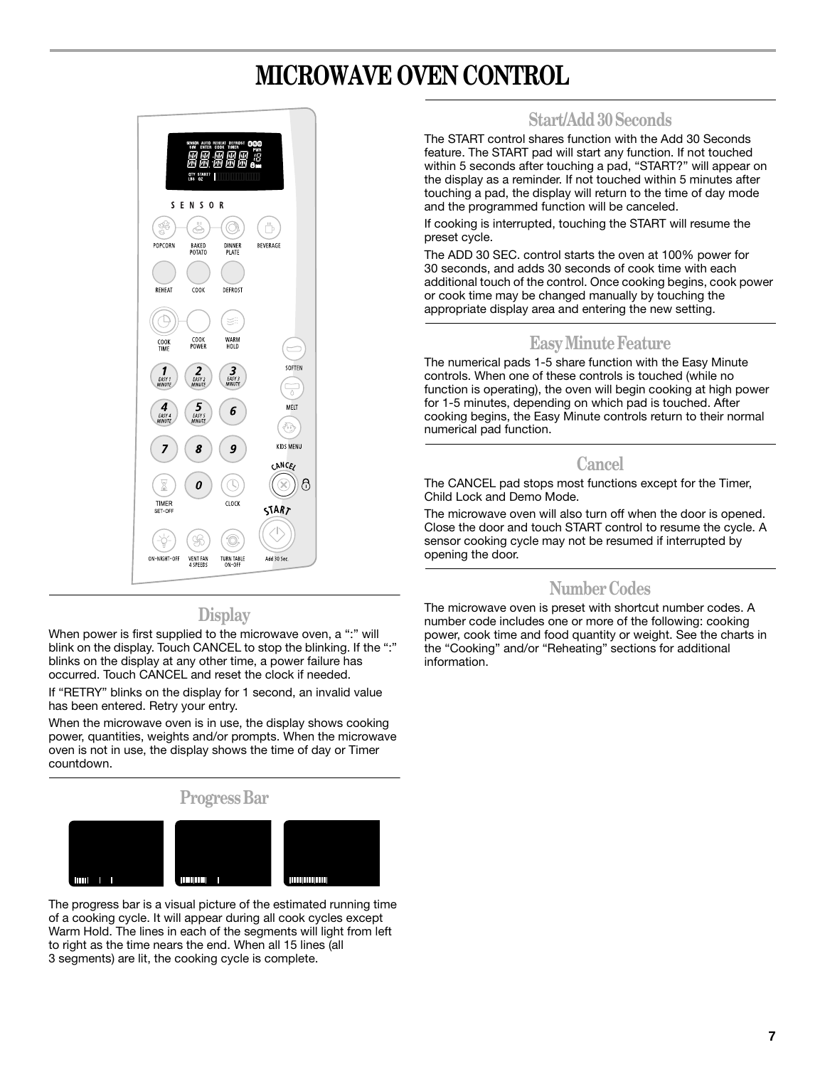# MICROWAVE OVEN CONTROL

## Display

When power is first supplied to the microwave oven, a ":" will blink on the display. Touch CANCEL to stop the blinking. If the ":" blinks on the display at any other time, a power failure has occurred. Touch CANCEL and reset the clock if needed.

If "RETRY" blinks on the display for 1 second, an invalid value has been entered. Retry your entry.

When the microwave oven is in use, the display shows cooking power, quantities, weights and/or prompts. When the microwave oven is not in use, the display shows the time of day or Timer countdown.

## Progress Bar

The progress bar is a visual picture of the estimated running time of a cooking cycle. It will appear during all cook cycles except Warm Hold. The lines in each of the segments will light from left to right as the time nears the end. When all 15 lines (all 3 segments) are lit, the cooking cycle is complete.

## Start/Add 30 Seconds

The START control shares function with the Add 30 Seconds feature. The START pad will start any function. If not touched within 5 seconds after touching a pad, "START?" will appear on the display as a reminder. If not touched within 5 minutes after touching a pad, the display will return to the time of day mode and the programmed function will be canceled.

If cooking is interrupted, touching the START will resume the preset cycle.

The ADD 30 SEC. control starts the oven at 100% power for 30 seconds, and adds 30 seconds of cook time with each additional touch of the control. Once cooking begins, cook power or cook time may be changed manually by touching the appropriate display area and entering the new setting.

## Easy Minute Feature

The numerical pads 1-5 share function with the Easy Minute controls. When one of these controls is touched (while no function is operating), the oven will begin cooking at high power for 1-5 minutes, depending on which pad is touched. After cooking begins, the Easy Minute controls return to their normal numerical pad function.

## Cancel

The CANCEL pad stops most functions except for the Timer, Child Lock and Demo Mode.

The microwave oven will also turn off when the door is opened. Close the door and touch START control to resume the cycle. A sensor cooking cycle may not be resumed if interrupted by opening the door.

## Number Codes

The microwave oven is preset with shortcut number codes. A number code includes one or more of the following: cooking power, cook time and food quantity or weight. See the charts in the "Cooking" and/or "Reheating" sections for additional information.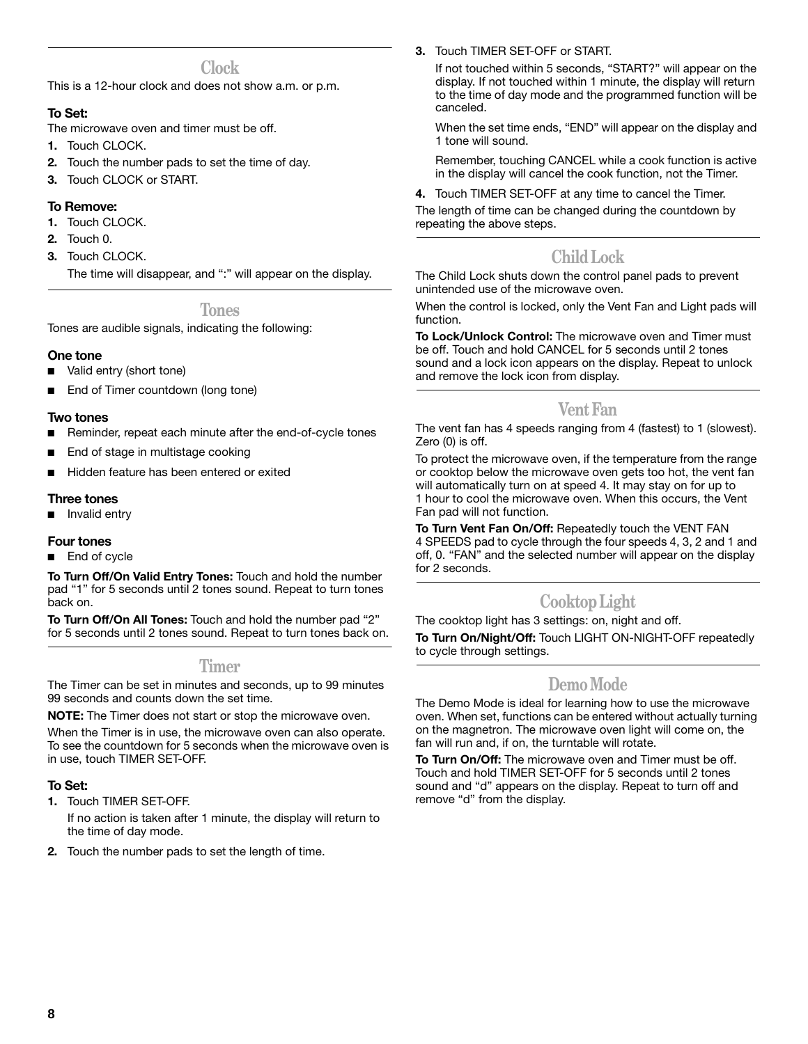## Clock

This is a 12-hour clock and does not show a.m. or p.m.

**To Set:**

The microwave oven and timer must be off.

1. Touch CLOCK.
2. Touch the number pads to set the time of day.
3. Touch CLOCK or START.

**To Remove:**

1. Touch CLOCK.
2. Touch 0.
3. Touch CLOCK.

   The time will disappear, and ":" will appear on the display.

## Tones

Tones are audible signals, indicating the following:

**One tone**

- Valid entry (short tone)
- End of Timer countdown (long tone)

**Two tones**

- Reminder, repeat each minute after the end-of-cycle tones
- End of stage in multistage cooking
- Hidden feature has been entered or exited

**Three tones**

- Invalid entry

**Four tones**

- End of cycle

**To Turn Off/On Valid Entry Tones:** Touch and hold the number pad "1" for 5 seconds until 2 tones sound. Repeat to turn tones back on.

**To Turn Off/On All Tones:** Touch and hold the number pad "2" for 5 seconds until 2 tones sound. Repeat to turn tones back on.

## Timer

The Timer can be set in minutes and seconds, up to 99 minutes 99 seconds and counts down the set time.

**NOTE:** The Timer does not start or stop the microwave oven.

When the Timer is in use, the microwave oven can also operate. To see the countdown for 5 seconds when the microwave oven is in use, touch TIMER SET-OFF.

**To Set:**

1. Touch TIMER SET-OFF.

   If no action is taken after 1 minute, the display will return to the time of day mode.

2. Touch the number pads to set the length of time.
3. Touch TIMER SET-OFF or START.

   If not touched within 5 seconds, "START?" will appear on the display. If not touched within 1 minute, the display will return to the time of day mode and the programmed function will be canceled.

   When the set time ends, "END" will appear on the display and 1 tone will sound.

   Remember, touching CANCEL while a cook function is active in the display will cancel the cook function, not the Timer.

4. Touch TIMER SET-OFF at any time to cancel the Timer.

The length of time can be changed during the countdown by repeating the above steps.

## Child Lock

The Child Lock shuts down the control panel pads to prevent unintended use of the microwave oven.

When the control is locked, only the Vent Fan and Light pads will function.

**To Lock/Unlock Control:** The microwave oven and Timer must be off. Touch and hold CANCEL for 5 seconds until 2 tones sound and a lock icon appears on the display. Repeat to unlock and remove the lock icon from display.

## Vent Fan

The vent fan has 4 speeds ranging from 4 (fastest) to 1 (slowest). Zero (0) is off.

To protect the microwave oven, if the temperature from the range or cooktop below the microwave oven gets too hot, the vent fan will automatically turn on at speed 4. It may stay on for up to 1 hour to cool the microwave oven. When this occurs, the Vent Fan pad will not function.

**To Turn Vent Fan On/Off:** Repeatedly touch the VENT FAN 4 SPEEDS pad to cycle through the four speeds 4, 3, 2 and 1 and off, 0. "FAN" and the selected number will appear on the display for 2 seconds.

## Cooktop Light

The cooktop light has 3 settings: on, night and off.

**To Turn On/Night/Off:** Touch LIGHT ON-NIGHT-OFF repeatedly to cycle through settings.

## Demo Mode

The Demo Mode is ideal for learning how to use the microwave oven. When set, functions can be entered without actually turning on the magnetron. The microwave oven light will come on, the fan will run and, if on, the turntable will rotate.

**To Turn On/Off:** The microwave oven and Timer must be off. Touch and hold TIMER SET-OFF for 5 seconds until 2 tones sound and "d" appears on the display. Repeat to turn off and remove "d" from the display.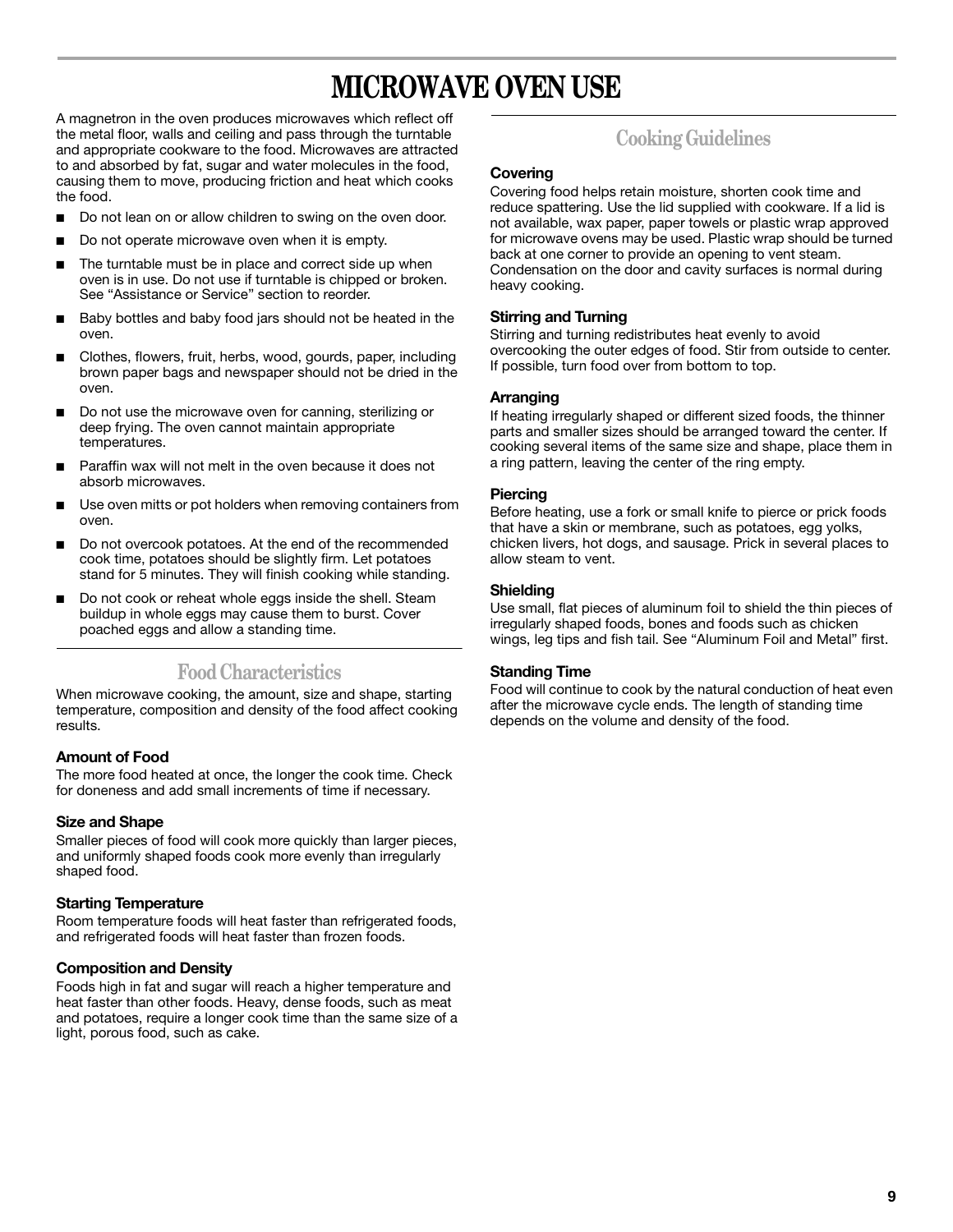# MICROWAVE OVEN USE

A magnetron in the oven produces microwaves which reflect off the metal floor, walls and ceiling and pass through the turntable and appropriate cookware to the food. Microwaves are attracted to and absorbed by fat, sugar and water molecules in the food, causing them to move, producing friction and heat which cooks the food.

- Do not lean on or allow children to swing on the oven door.
- Do not operate microwave oven when it is empty.
- The turntable must be in place and correct side up when oven is in use. Do not use if turntable is chipped or broken. See "Assistance or Service" section to reorder.
- Baby bottles and baby food jars should not be heated in the oven.
- Clothes, flowers, fruit, herbs, wood, gourds, paper, including brown paper bags and newspaper should not be dried in the oven.
- Do not use the microwave oven for canning, sterilizing or deep frying. The oven cannot maintain appropriate temperatures.
- Paraffin wax will not melt in the oven because it does not absorb microwaves.
- Use oven mitts or pot holders when removing containers from oven.
- Do not overcook potatoes. At the end of the recommended cook time, potatoes should be slightly firm. Let potatoes stand for 5 minutes. They will finish cooking while standing.
- Do not cook or reheat whole eggs inside the shell. Steam buildup in whole eggs may cause them to burst. Cover poached eggs and allow a standing time.

## Food Characteristics

When microwave cooking, the amount, size and shape, starting temperature, composition and density of the food affect cooking results.

### Amount of Food

The more food heated at once, the longer the cook time. Check for doneness and add small increments of time if necessary.

### Size and Shape

Smaller pieces of food will cook more quickly than larger pieces, and uniformly shaped foods cook more evenly than irregularly shaped food.

### Starting Temperature

Room temperature foods will heat faster than refrigerated foods, and refrigerated foods will heat faster than frozen foods.

### Composition and Density

Foods high in fat and sugar will reach a higher temperature and heat faster than other foods. Heavy, dense foods, such as meat and potatoes, require a longer cook time than the same size of a light, porous food, such as cake.

## Cooking Guidelines

### Covering

Covering food helps retain moisture, shorten cook time and reduce spattering. Use the lid supplied with cookware. If a lid is not available, wax paper, paper towels or plastic wrap approved for microwave ovens may be used. Plastic wrap should be turned back at one corner to provide an opening to vent steam. Condensation on the door and cavity surfaces is normal during heavy cooking.

### Stirring and Turning

Stirring and turning redistributes heat evenly to avoid overcooking the outer edges of food. Stir from outside to center. If possible, turn food over from bottom to top.

### Arranging

If heating irregularly shaped or different sized foods, the thinner parts and smaller sizes should be arranged toward the center. If cooking several items of the same size and shape, place them in a ring pattern, leaving the center of the ring empty.

### Piercing

Before heating, use a fork or small knife to pierce or prick foods that have a skin or membrane, such as potatoes, egg yolks, chicken livers, hot dogs, and sausage. Prick in several places to allow steam to vent.

### Shielding

Use small, flat pieces of aluminum foil to shield the thin pieces of irregularly shaped foods, bones and foods such as chicken wings, leg tips and fish tail. See "Aluminum Foil and Metal" first.

### Standing Time

Food will continue to cook by the natural conduction of heat even after the microwave cycle ends. The length of standing time depends on the volume and density of the food.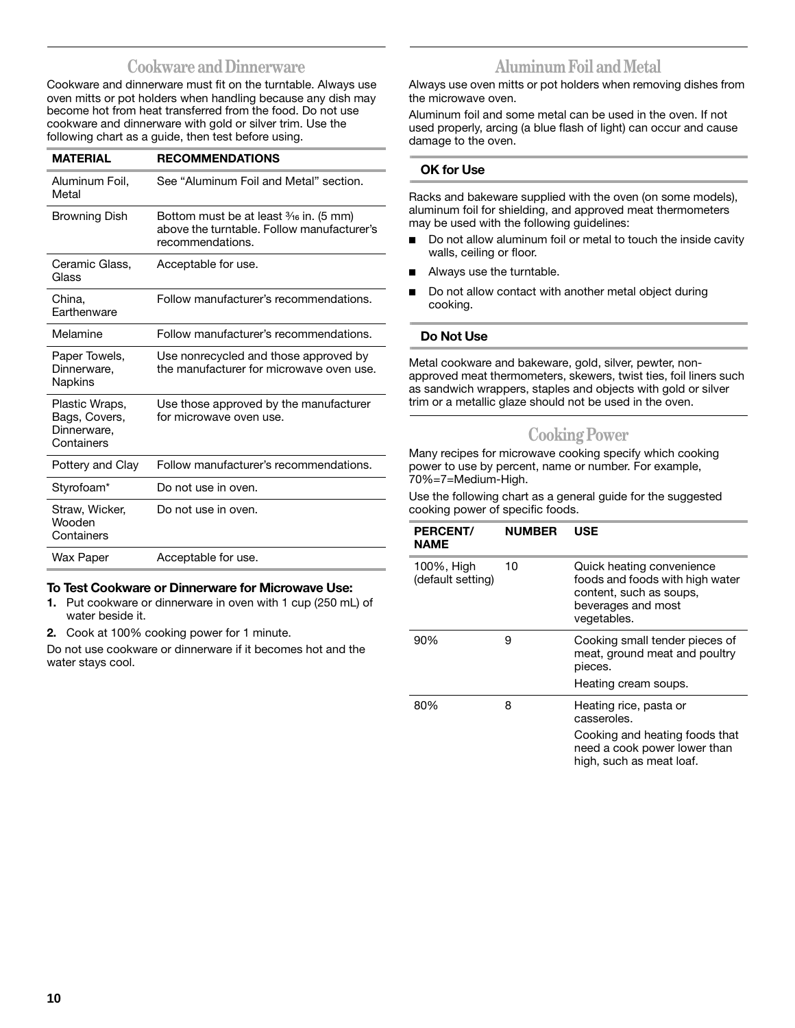## Cookware and Dinnerware

Cookware and dinnerware must fit on the turntable. Always use oven mitts or pot holders when handling because any dish may become hot from heat transferred from the food. Do not use cookware and dinnerware with gold or silver trim. Use the following chart as a guide, then test before using.

| MATERIAL | RECOMMENDATIONS |
|---|---|
| Aluminum Foil, Metal | See “Aluminum Foil and Metal” section. |
| Browning Dish | Bottom must be at least 3/16 in. (5 mm) above the turntable. Follow manufacturer’s recommendations. |
| Ceramic Glass, Glass | Acceptable for use. |
| China, Earthenware | Follow manufacturer’s recommendations. |
| Melamine | Follow manufacturer’s recommendations. |
| Paper Towels, Dinnerware, Napkins | Use nonrecycled and those approved by the manufacturer for microwave oven use. |
| Plastic Wraps, Bags, Covers, Dinnerware, Containers | Use those approved by the manufacturer for microwave oven use. |
| Pottery and Clay | Follow manufacturer’s recommendations. |
| Styrofoam* | Do not use in oven. |
| Straw, Wicker, Wooden Containers | Do not use in oven. |
| Wax Paper | Acceptable for use. |

**To Test Cookware or Dinnerware for Microwave Use:**

1. Put cookware or dinnerware in oven with 1 cup (250 mL) of water beside it.
2. Cook at 100% cooking power for 1 minute.

Do not use cookware or dinnerware if it becomes hot and the water stays cool.

## Aluminum Foil and Metal

Always use oven mitts or pot holders when removing dishes from the microwave oven.

Aluminum foil and some metal can be used in the oven. If not used properly, arcing (a blue flash of light) can occur and cause damage to the oven.

### OK for Use

Racks and bakeware supplied with the oven (on some models), aluminum foil for shielding, and approved meat thermometers may be used with the following guidelines:

- Do not allow aluminum foil or metal to touch the inside cavity walls, ceiling or floor.
- Always use the turntable.
- Do not allow contact with another metal object during cooking.

### Do Not Use

Metal cookware and bakeware, gold, silver, pewter, non-approved meat thermometers, skewers, twist ties, foil liners such as sandwich wrappers, staples and objects with gold or silver trim or a metallic glaze should not be used in the oven.

## Cooking Power

Many recipes for microwave cooking specify which cooking power to use by percent, name or number. For example, 70%=7=Medium-High.

Use the following chart as a general guide for the suggested cooking power of specific foods.

| PERCENT/ NAME | NUMBER | USE |
|---|---|---|
| 100%, High (default setting) | 10 | Quick heating convenience foods and foods with high water content, such as soups, beverages and most vegetables. |
| 90% | 9 | Cooking small tender pieces of meat, ground meat and poultry pieces.<br>Heating cream soups. |
| 80% | 8 | Heating rice, pasta or casseroles.<br>Cooking and heating foods that need a cook power lower than high, such as meat loaf. |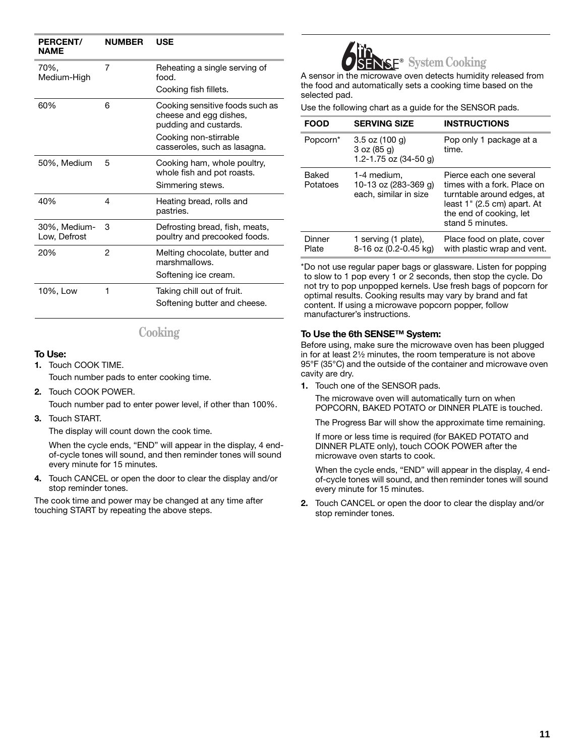| PERCENT/ NAME | NUMBER | USE |
|---|---|---|
| 70%, Medium-High | 7 | Reheating a single serving of food. Cooking fish fillets. |
| 60% | 6 | Cooking sensitive foods such as cheese and egg dishes, pudding and custards. Cooking non-stirrable casseroles, such as lasagna. |
| 50%, Medium | 5 | Cooking ham, whole poultry, whole fish and pot roasts. Simmering stews. |
| 40% | 4 | Heating bread, rolls and pastries. |
| 30%, Medium-Low, Defrost | 3 | Defrosting bread, fish, meats, poultry and precooked foods. |
| 20% | 2 | Melting chocolate, butter and marshmallows. Softening ice cream. |
| 10%, Low | 1 | Taking chill out of fruit. Softening butter and cheese. |

## Cooking

**To Use:**

1. Touch COOK TIME.

   Touch number pads to enter cooking time.

2. Touch COOK POWER.

   Touch number pad to enter power level, if other than 100%.

3. Touch START.

   The display will count down the cook time.

   When the cycle ends, "END" will appear in the display, 4 end-of-cycle tones will sound, and then reminder tones will sound every minute for 15 minutes.

4. Touch CANCEL or open the door to clear the display and/or stop reminder tones.

The cook time and power may be changed at any time after touching START by repeating the above steps.

## 6th SENSE® System Cooking

A sensor in the microwave oven detects humidity released from the food and automatically sets a cooking time based on the selected pad.

Use the following chart as a guide for the SENSOR pads.

| FOOD | SERVING SIZE | INSTRUCTIONS |
|---|---|---|
| Popcorn* | 3.5 oz (100 g) 3 oz (85 g) 1.2-1.75 oz (34-50 g) | Pop only 1 package at a time. |
| Baked Potatoes | 1-4 medium, 10-13 oz (283-369 g) each, similar in size | Pierce each one several times with a fork. Place on turntable around edges, at least 1" (2.5 cm) apart. At the end of cooking, let stand 5 minutes. |
| Dinner Plate | 1 serving (1 plate), 8-16 oz (0.2-0.45 kg) | Place food on plate, cover with plastic wrap and vent. |

*Do not use regular paper bags or glassware. Listen for popping to slow to 1 pop every 1 or 2 seconds, then stop the cycle. Do not try to pop unpopped kernels. Use fresh bags of popcorn for optimal results. Cooking results may vary by brand and fat content. If using a microwave popcorn popper, follow manufacturer's instructions.

**To Use the 6th SENSE™ System:**

Before using, make sure the microwave oven has been plugged in for at least 2½ minutes, the room temperature is not above 95°F (35°C) and the outside of the container and microwave oven cavity are dry.

1. Touch one of the SENSOR pads.

   The microwave oven will automatically turn on when POPCORN, BAKED POTATO or DINNER PLATE is touched.

   The Progress Bar will show the approximate time remaining.

   If more or less time is required (for BAKED POTATO and DINNER PLATE only), touch COOK POWER after the microwave oven starts to cook.

   When the cycle ends, "END" will appear in the display, 4 end-of-cycle tones will sound, and then reminder tones will sound every minute for 15 minutes.

2. Touch CANCEL or open the door to clear the display and/or stop reminder tones.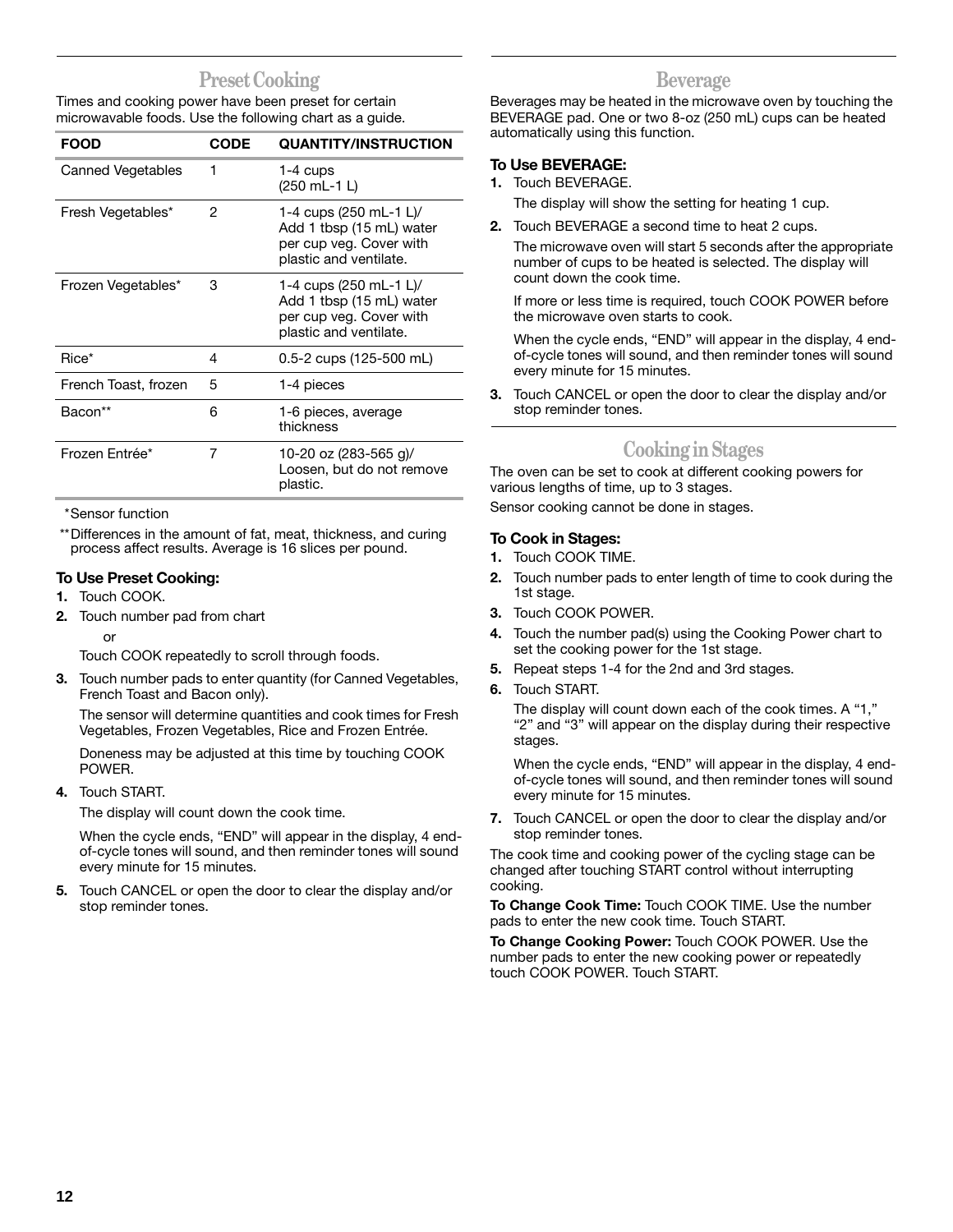## Preset Cooking

Times and cooking power have been preset for certain microwavable foods. Use the following chart as a guide.

| FOOD | CODE | QUANTITY/INSTRUCTION |
|---|---|---|
| Canned Vegetables | 1 | 1-4 cups (250 mL-1 L) |
| Fresh Vegetables* | 2 | 1-4 cups (250 mL-1 L)/ Add 1 tbsp (15 mL) water per cup veg. Cover with plastic and ventilate. |
| Frozen Vegetables* | 3 | 1-4 cups (250 mL-1 L)/ Add 1 tbsp (15 mL) water per cup veg. Cover with plastic and ventilate. |
| Rice* | 4 | 0.5-2 cups (125-500 mL) |
| French Toast, frozen | 5 | 1-4 pieces |
| Bacon** | 6 | 1-6 pieces, average thickness |
| Frozen Entrée* | 7 | 10-20 oz (283-565 g)/ Loosen, but do not remove plastic. |

*Sensor function

**Differences in the amount of fat, meat, thickness, and curing process affect results. Average is 16 slices per pound.

**To Use Preset Cooking:**

1. Touch COOK.
2. Touch number pad from chart

   or

   Touch COOK repeatedly to scroll through foods.
3. Touch number pads to enter quantity (for Canned Vegetables, French Toast and Bacon only).

   The sensor will determine quantities and cook times for Fresh Vegetables, Frozen Vegetables, Rice and Frozen Entrée.

   Doneness may be adjusted at this time by touching COOK POWER.
4. Touch START.

   The display will count down the cook time.

   When the cycle ends, "END" will appear in the display, 4 end-of-cycle tones will sound, and then reminder tones will sound every minute for 15 minutes.
5. Touch CANCEL or open the door to clear the display and/or stop reminder tones.

## Beverage

Beverages may be heated in the microwave oven by touching the BEVERAGE pad. One or two 8-oz (250 mL) cups can be heated automatically using this function.

**To Use BEVERAGE:**

1. Touch BEVERAGE.

   The display will show the setting for heating 1 cup.
2. Touch BEVERAGE a second time to heat 2 cups.

   The microwave oven will start 5 seconds after the appropriate number of cups to be heated is selected. The display will count down the cook time.

   If more or less time is required, touch COOK POWER before the microwave oven starts to cook.

   When the cycle ends, "END" will appear in the display, 4 end-of-cycle tones will sound, and then reminder tones will sound every minute for 15 minutes.
3. Touch CANCEL or open the door to clear the display and/or stop reminder tones.

## Cooking in Stages

The oven can be set to cook at different cooking powers for various lengths of time, up to 3 stages.

Sensor cooking cannot be done in stages.

**To Cook in Stages:**

1. Touch COOK TIME.
2. Touch number pads to enter length of time to cook during the 1st stage.
3. Touch COOK POWER.
4. Touch the number pad(s) using the Cooking Power chart to set the cooking power for the 1st stage.
5. Repeat steps 1-4 for the 2nd and 3rd stages.
6. Touch START.

   The display will count down each of the cook times. A "1," "2" and "3" will appear on the display during their respective stages.

   When the cycle ends, "END" will appear in the display, 4 end-of-cycle tones will sound, and then reminder tones will sound every minute for 15 minutes.
7. Touch CANCEL or open the door to clear the display and/or stop reminder tones.

The cook time and cooking power of the cycling stage can be changed after touching START control without interrupting cooking.

**To Change Cook Time:** Touch COOK TIME. Use the number pads to enter the new cook time. Touch START.

**To Change Cooking Power:** Touch COOK POWER. Use the number pads to enter the new cooking power or repeatedly touch COOK POWER. Touch START.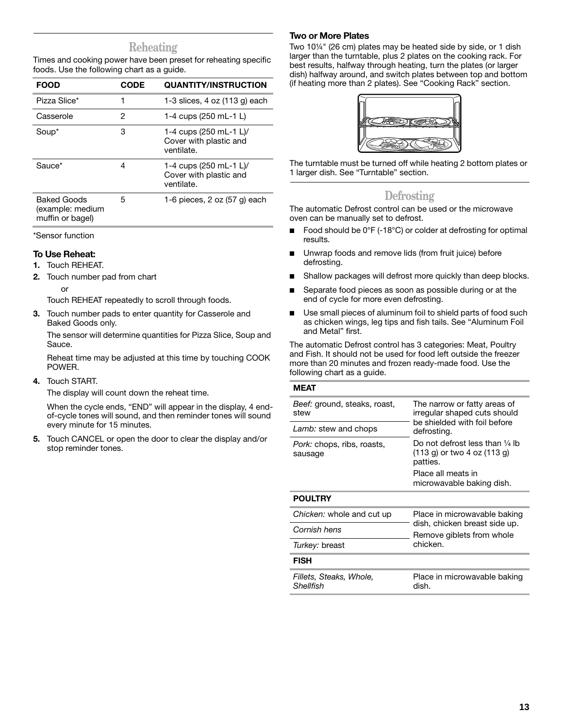## Reheating

Times and cooking power have been preset for reheating specific foods. Use the following chart as a guide.

| FOOD | CODE | QUANTITY/INSTRUCTION |
|---|---|---|
| Pizza Slice* | 1 | 1-3 slices, 4 oz (113 g) each |
| Casserole | 2 | 1-4 cups (250 mL-1 L) |
| Soup* | 3 | 1-4 cups (250 mL-1 L)/ Cover with plastic and ventilate. |
| Sauce* | 4 | 1-4 cups (250 mL-1 L)/ Cover with plastic and ventilate. |
| Baked Goods (example: medium muffin or bagel) | 5 | 1-6 pieces, 2 oz (57 g) each |

*Sensor function

### To Use Reheat:

1. Touch REHEAT.
2. Touch number pad from chart

   or

   Touch REHEAT repeatedly to scroll through foods.
3. Touch number pads to enter quantity for Casserole and Baked Goods only.

   The sensor will determine quantities for Pizza Slice, Soup and Sauce.

   Reheat time may be adjusted at this time by touching COOK POWER.
4. Touch START.

   The display will count down the reheat time.

   When the cycle ends, "END" will appear in the display, 4 end-of-cycle tones will sound, and then reminder tones will sound every minute for 15 minutes.
5. Touch CANCEL or open the door to clear the display and/or stop reminder tones.

### Two or More Plates

Two 10¼" (26 cm) plates may be heated side by side, or 1 dish larger than the turntable, plus 2 plates on the cooking rack. For best results, halfway through heating, turn the plates (or larger dish) halfway around, and switch plates between top and bottom (if heating more than 2 plates). See "Cooking Rack" section.

The turntable must be turned off while heating 2 bottom plates or 1 larger dish. See "Turntable" section.

## Defrosting

The automatic Defrost control can be used or the microwave oven can be manually set to defrost.

- Food should be 0°F (-18°C) or colder at defrosting for optimal results.
- Unwrap foods and remove lids (from fruit juice) before defrosting.
- Shallow packages will defrost more quickly than deep blocks.
- Separate food pieces as soon as possible during or at the end of cycle for more even defrosting.
- Use small pieces of aluminum foil to shield parts of food such as chicken wings, leg tips and fish tails. See "Aluminum Foil and Metal" first.

The automatic Defrost control has 3 categories: Meat, Poultry and Fish. It should not be used for food left outside the freezer more than 20 minutes and frozen ready-made food. Use the following chart as a guide.

| MEAT | |
|---|---|
| *Beef:* ground, steaks, roast, stew | The narrow or fatty areas of irregular shaped cuts should be shielded with foil before defrosting. |
| *Lamb:* stew and chops | Do not defrost less than ¼ lb (113 g) or two 4 oz (113 g) patties. |
| *Pork:* chops, ribs, roasts, sausage | Place all meats in microwavable baking dish. |
| **POULTRY** | |
| *Chicken:* whole and cut up | Place in microwavable baking dish, chicken breast side up. |
| *Cornish hens* | Remove giblets from whole chicken. |
| *Turkey:* breast | |
| **FISH** | |
| *Fillets, Steaks, Whole, Shellfish* | Place in microwavable baking dish. |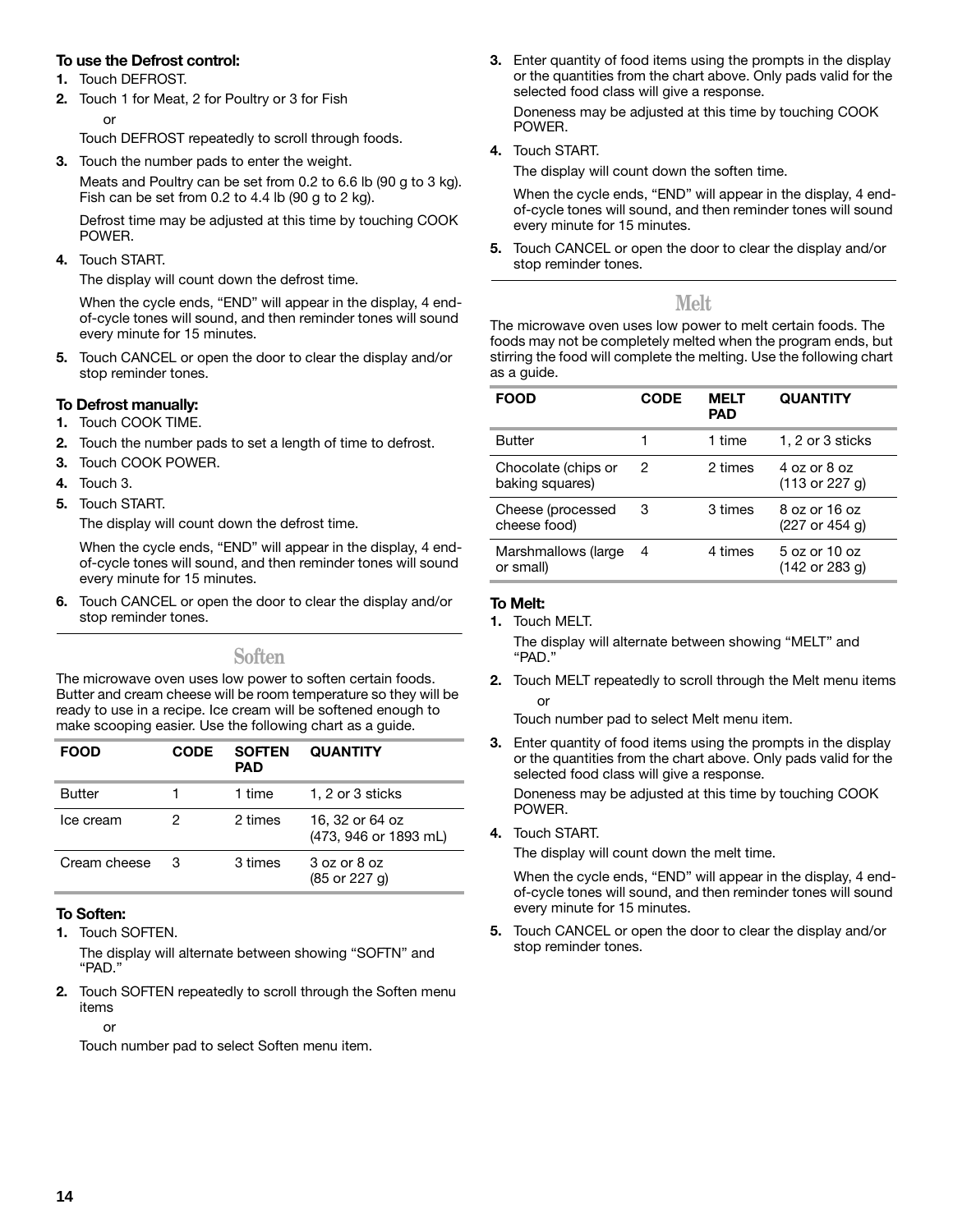### To use the Defrost control:

1. Touch DEFROST.
2. Touch 1 for Meat, 2 for Poultry or 3 for Fish

   or

   Touch DEFROST repeatedly to scroll through foods.
3. Touch the number pads to enter the weight.

   Meats and Poultry can be set from 0.2 to 6.6 lb (90 g to 3 kg). Fish can be set from 0.2 to 4.4 lb (90 g to 2 kg).

   Defrost time may be adjusted at this time by touching COOK POWER.
4. Touch START.

   The display will count down the defrost time.

   When the cycle ends, “END” will appear in the display, 4 end-of-cycle tones will sound, and then reminder tones will sound every minute for 15 minutes.
5. Touch CANCEL or open the door to clear the display and/or stop reminder tones.

### To Defrost manually:

1. Touch COOK TIME.
2. Touch the number pads to set a length of time to defrost.
3. Touch COOK POWER.
4. Touch 3.
5. Touch START.

   The display will count down the defrost time.

   When the cycle ends, “END” will appear in the display, 4 end-of-cycle tones will sound, and then reminder tones will sound every minute for 15 minutes.
6. Touch CANCEL or open the door to clear the display and/or stop reminder tones.

## Soften

The microwave oven uses low power to soften certain foods. Butter and cream cheese will be room temperature so they will be ready to use in a recipe. Ice cream will be softened enough to make scooping easier. Use the following chart as a guide.

| FOOD | CODE | SOFTEN PAD | QUANTITY |
|---|---|---|---|
| Butter | 1 | 1 time | 1, 2 or 3 sticks |
| Ice cream | 2 | 2 times | 16, 32 or 64 oz (473, 946 or 1893 mL) |
| Cream cheese | 3 | 3 times | 3 oz or 8 oz (85 or 227 g) |

### To Soften:

1. Touch SOFTEN.

   The display will alternate between showing “SOFTN” and “PAD.”
2. Touch SOFTEN repeatedly to scroll through the Soften menu items

   or

   Touch number pad to select Soften menu item.
3. Enter quantity of food items using the prompts in the display or the quantities from the chart above. Only pads valid for the selected food class will give a response.

   Doneness may be adjusted at this time by touching COOK POWER.
4. Touch START.

   The display will count down the soften time.

   When the cycle ends, “END” will appear in the display, 4 end-of-cycle tones will sound, and then reminder tones will sound every minute for 15 minutes.
5. Touch CANCEL or open the door to clear the display and/or stop reminder tones.

## Melt

The microwave oven uses low power to melt certain foods. The foods may not be completely melted when the program ends, but stirring the food will complete the melting. Use the following chart as a guide.

| FOOD | CODE | MELT PAD | QUANTITY |
|---|---|---|---|
| Butter | 1 | 1 time | 1, 2 or 3 sticks |
| Chocolate (chips or baking squares) | 2 | 2 times | 4 oz or 8 oz (113 or 227 g) |
| Cheese (processed cheese food) | 3 | 3 times | 8 oz or 16 oz (227 or 454 g) |
| Marshmallows (large or small) | 4 | 4 times | 5 oz or 10 oz (142 or 283 g) |

### To Melt:

1. Touch MELT.

   The display will alternate between showing “MELT” and “PAD.”
2. Touch MELT repeatedly to scroll through the Melt menu items

   or

   Touch number pad to select Melt menu item.
3. Enter quantity of food items using the prompts in the display or the quantities from the chart above. Only pads valid for the selected food class will give a response.

   Doneness may be adjusted at this time by touching COOK POWER.
4. Touch START.

   The display will count down the melt time.

   When the cycle ends, “END” will appear in the display, 4 end-of-cycle tones will sound, and then reminder tones will sound every minute for 15 minutes.
5. Touch CANCEL or open the door to clear the display and/or stop reminder tones.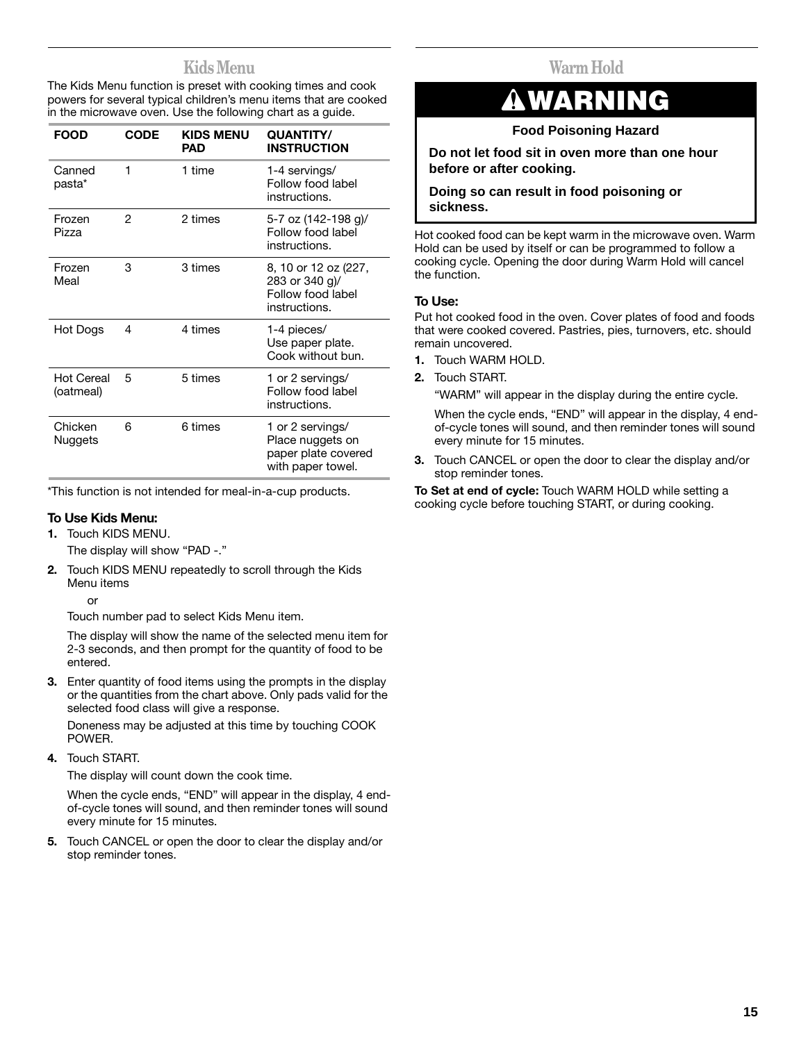## Kids Menu

The Kids Menu function is preset with cooking times and cook powers for several typical children's menu items that are cooked in the microwave oven. Use the following chart as a guide.

| FOOD | CODE | KIDS MENU PAD | QUANTITY/ INSTRUCTION |
|---|---|---|---|
| Canned pasta* | 1 | 1 time | 1-4 servings/ Follow food label instructions. |
| Frozen Pizza | 2 | 2 times | 5-7 oz (142-198 g)/ Follow food label instructions. |
| Frozen Meal | 3 | 3 times | 8, 10 or 12 oz (227, 283 or 340 g)/ Follow food label instructions. |
| Hot Dogs | 4 | 4 times | 1-4 pieces/ Use paper plate. Cook without bun. |
| Hot Cereal (oatmeal) | 5 | 5 times | 1 or 2 servings/ Follow food label instructions. |
| Chicken Nuggets | 6 | 6 times | 1 or 2 servings/ Place nuggets on paper plate covered with paper towel. |

*This function is not intended for meal-in-a-cup products.

### To Use Kids Menu:

1. Touch KIDS MENU.

   The display will show "PAD -."

2. Touch KIDS MENU repeatedly to scroll through the Kids Menu items

   or

   Touch number pad to select Kids Menu item.

   The display will show the name of the selected menu item for 2-3 seconds, and then prompt for the quantity of food to be entered.

3. Enter quantity of food items using the prompts in the display or the quantities from the chart above. Only pads valid for the selected food class will give a response.

   Doneness may be adjusted at this time by touching COOK POWER.

4. Touch START.

   The display will count down the cook time.

   When the cycle ends, "END" will appear in the display, 4 end-of-cycle tones will sound, and then reminder tones will sound every minute for 15 minutes.

5. Touch CANCEL or open the door to clear the display and/or stop reminder tones.

## Warm Hold

**⚠WARNING**

**Food Poisoning Hazard**

**Do not let food sit in oven more than one hour before or after cooking.**

**Doing so can result in food poisoning or sickness.**

Hot cooked food can be kept warm in the microwave oven. Warm Hold can be used by itself or can be programmed to follow a cooking cycle. Opening the door during Warm Hold will cancel the function.

### To Use:

Put hot cooked food in the oven. Cover plates of food and foods that were cooked covered. Pastries, pies, turnovers, etc. should remain uncovered.

1. Touch WARM HOLD.
2. Touch START.

   "WARM" will appear in the display during the entire cycle.

   When the cycle ends, "END" will appear in the display, 4 end-of-cycle tones will sound, and then reminder tones will sound every minute for 15 minutes.

3. Touch CANCEL or open the door to clear the display and/or stop reminder tones.

**To Set at end of cycle:** Touch WARM HOLD while setting a cooking cycle before touching START, or during cooking.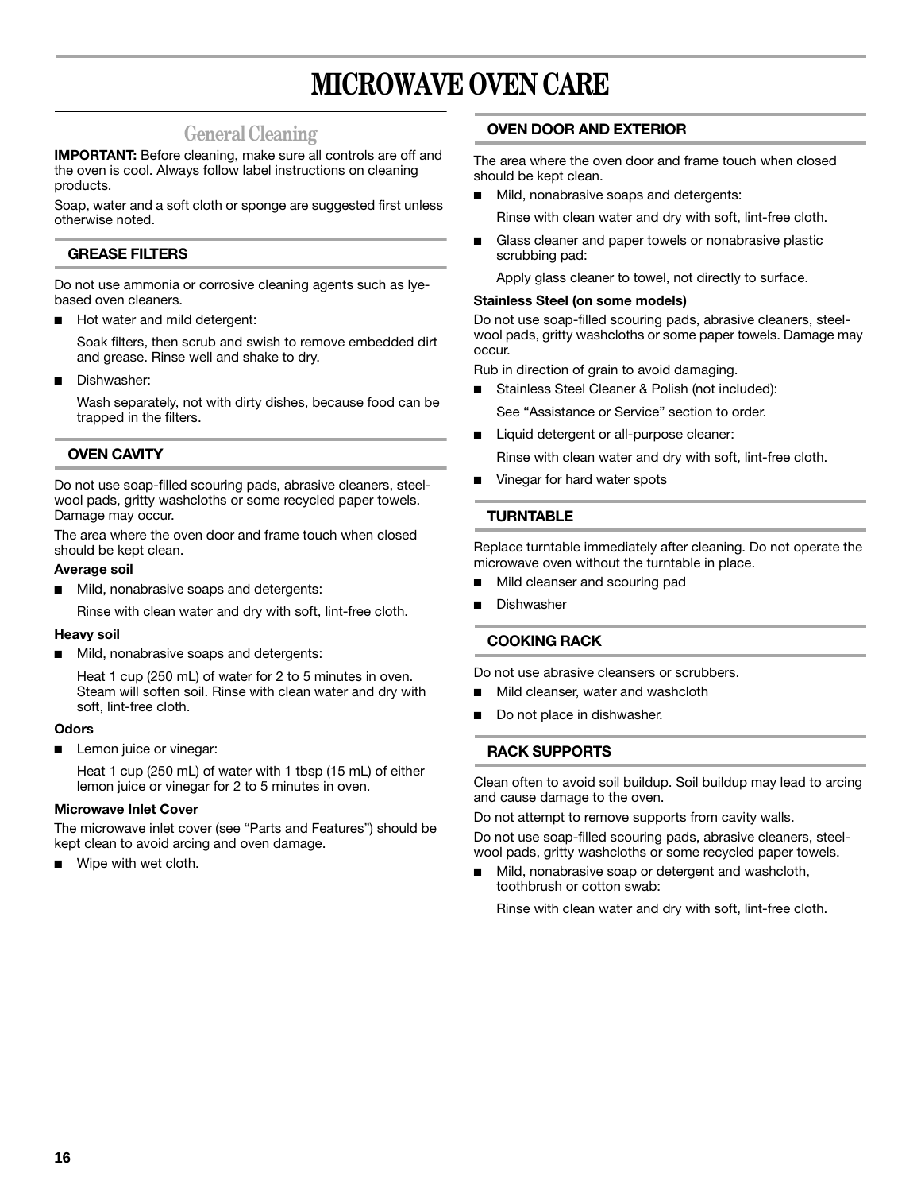# MICROWAVE OVEN CARE

## General Cleaning

**IMPORTANT:** Before cleaning, make sure all controls are off and the oven is cool. Always follow label instructions on cleaning products.

Soap, water and a soft cloth or sponge are suggested first unless otherwise noted.

### GREASE FILTERS

Do not use ammonia or corrosive cleaning agents such as lye-based oven cleaners.

- Hot water and mild detergent:

  Soak filters, then scrub and swish to remove embedded dirt and grease. Rinse well and shake to dry.

- Dishwasher:

  Wash separately, not with dirty dishes, because food can be trapped in the filters.

### OVEN CAVITY

Do not use soap-filled scouring pads, abrasive cleaners, steel-wool pads, gritty washcloths or some recycled paper towels. Damage may occur.

The area where the oven door and frame touch when closed should be kept clean.

**Average soil**

- Mild, nonabrasive soaps and detergents:

  Rinse with clean water and dry with soft, lint-free cloth.

**Heavy soil**

- Mild, nonabrasive soaps and detergents:

  Heat 1 cup (250 mL) of water for 2 to 5 minutes in oven. Steam will soften soil. Rinse with clean water and dry with soft, lint-free cloth.

**Odors**

- Lemon juice or vinegar:

  Heat 1 cup (250 mL) of water with 1 tbsp (15 mL) of either lemon juice or vinegar for 2 to 5 minutes in oven.

**Microwave Inlet Cover**

The microwave inlet cover (see "Parts and Features") should be kept clean to avoid arcing and oven damage.

- Wipe with wet cloth.

### OVEN DOOR AND EXTERIOR

The area where the oven door and frame touch when closed should be kept clean.

- Mild, nonabrasive soaps and detergents:

  Rinse with clean water and dry with soft, lint-free cloth.

- Glass cleaner and paper towels or nonabrasive plastic scrubbing pad:

  Apply glass cleaner to towel, not directly to surface.

**Stainless Steel (on some models)**

Do not use soap-filled scouring pads, abrasive cleaners, steel-wool pads, gritty washcloths or some paper towels. Damage may occur.

Rub in direction of grain to avoid damaging.

- Stainless Steel Cleaner & Polish (not included):

  See "Assistance or Service" section to order.

- Liquid detergent or all-purpose cleaner:

  Rinse with clean water and dry with soft, lint-free cloth.

- Vinegar for hard water spots

### TURNTABLE

Replace turntable immediately after cleaning. Do not operate the microwave oven without the turntable in place.

- Mild cleanser and scouring pad
- Dishwasher

### COOKING RACK

Do not use abrasive cleansers or scrubbers.

- Mild cleanser, water and washcloth
- Do not place in dishwasher.

### RACK SUPPORTS

Clean often to avoid soil buildup. Soil buildup may lead to arcing and cause damage to the oven.

Do not attempt to remove supports from cavity walls.

Do not use soap-filled scouring pads, abrasive cleaners, steel-wool pads, gritty washcloths or some recycled paper towels.

- Mild, nonabrasive soap or detergent and washcloth, toothbrush or cotton swab:

  Rinse with clean water and dry with soft, lint-free cloth.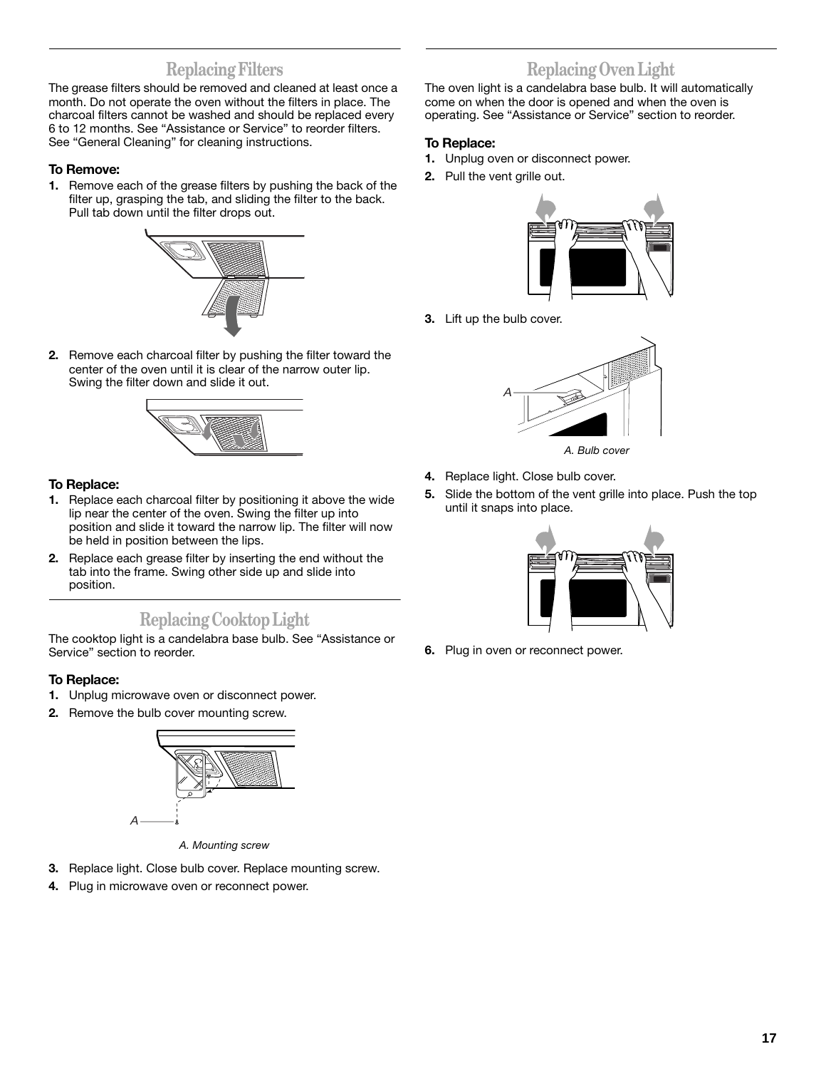## Replacing Filters

The grease filters should be removed and cleaned at least once a month. Do not operate the oven without the filters in place. The charcoal filters cannot be washed and should be replaced every 6 to 12 months. See "Assistance or Service" to reorder filters. See "General Cleaning" for cleaning instructions.

**To Remove:**

1. Remove each of the grease filters by pushing the back of the filter up, grasping the tab, and sliding the filter to the back. Pull tab down until the filter drops out.
2. Remove each charcoal filter by pushing the filter toward the center of the oven until it is clear of the narrow outer lip. Swing the filter down and slide it out.

**To Replace:**

1. Replace each charcoal filter by positioning it above the wide lip near the center of the oven. Swing the filter up into position and slide it toward the narrow lip. The filter will now be held in position between the lips.
2. Replace each grease filter by inserting the end without the tab into the frame. Swing other side up and slide into position.

## Replacing Cooktop Light

The cooktop light is a candelabra base bulb. See "Assistance or Service" section to reorder.

**To Replace:**

1. Unplug microwave oven or disconnect power.
2. Remove the bulb cover mounting screw.

*A. Mounting screw*

3. Replace light. Close bulb cover. Replace mounting screw.
4. Plug in microwave oven or reconnect power.

## Replacing Oven Light

The oven light is a candelabra base bulb. It will automatically come on when the door is opened and when the oven is operating. See "Assistance or Service" section to reorder.

**To Replace:**

1. Unplug oven or disconnect power.
2. Pull the vent grille out.
3. Lift up the bulb cover.

*A. Bulb cover*

4. Replace light. Close bulb cover.
5. Slide the bottom of the vent grille into place. Push the top until it snaps into place.
6. Plug in oven or reconnect power.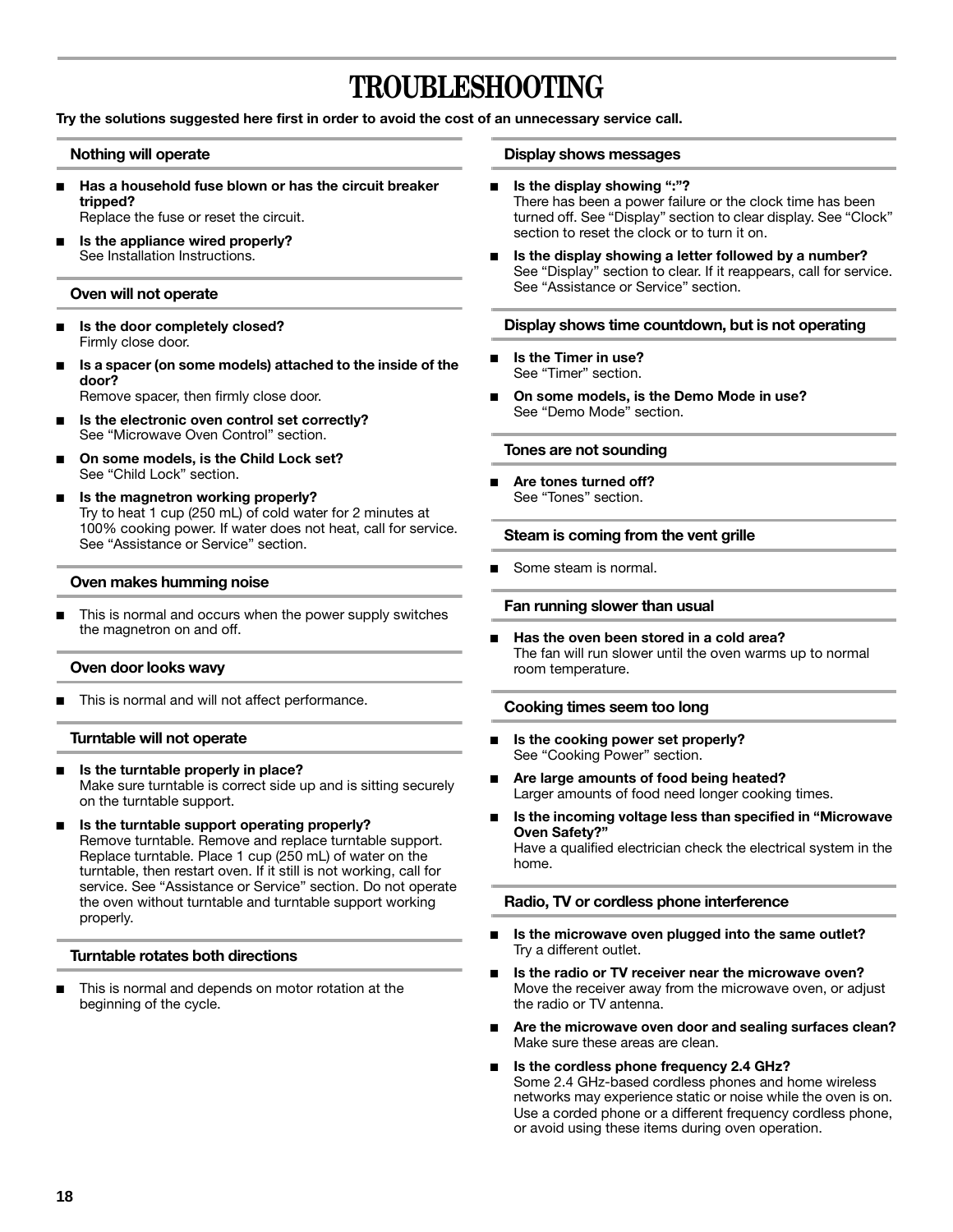# TROUBLESHOOTING

**Try the solutions suggested here first in order to avoid the cost of an unnecessary service call.**

### Nothing will operate

- **Has a household fuse blown or has the circuit breaker tripped?**
  Replace the fuse or reset the circuit.
- **Is the appliance wired properly?**
  See Installation Instructions.

### Oven will not operate

- **Is the door completely closed?**
  Firmly close door.
- **Is a spacer (on some models) attached to the inside of the door?**
  Remove spacer, then firmly close door.
- **Is the electronic oven control set correctly?**
  See "Microwave Oven Control" section.
- **On some models, is the Child Lock set?**
  See "Child Lock" section.
- **Is the magnetron working properly?**
  Try to heat 1 cup (250 mL) of cold water for 2 minutes at 100% cooking power. If water does not heat, call for service. See "Assistance or Service" section.

### Oven makes humming noise

- This is normal and occurs when the power supply switches the magnetron on and off.

### Oven door looks wavy

- This is normal and will not affect performance.

### Turntable will not operate

- **Is the turntable properly in place?**
  Make sure turntable is correct side up and is sitting securely on the turntable support.
- **Is the turntable support operating properly?**
  Remove turntable. Remove and replace turntable support. Replace turntable. Place 1 cup (250 mL) of water on the turntable, then restart oven. If it still is not working, call for service. See "Assistance or Service" section. Do not operate the oven without turntable and turntable support working properly.

### Turntable rotates both directions

- This is normal and depends on motor rotation at the beginning of the cycle.

### Display shows messages

- **Is the display showing ":"?**
  There has been a power failure or the clock time has been turned off. See "Display" section to clear display. See "Clock" section to reset the clock or to turn it on.
- **Is the display showing a letter followed by a number?**
  See "Display" section to clear. If it reappears, call for service. See "Assistance or Service" section.

### Display shows time countdown, but is not operating

- **Is the Timer in use?**
  See "Timer" section.
- **On some models, is the Demo Mode in use?**
  See "Demo Mode" section.

### Tones are not sounding

- **Are tones turned off?**
  See "Tones" section.

### Steam is coming from the vent grille

- Some steam is normal.

### Fan running slower than usual

- **Has the oven been stored in a cold area?**
  The fan will run slower until the oven warms up to normal room temperature.

### Cooking times seem too long

- **Is the cooking power set properly?**
  See "Cooking Power" section.
- **Are large amounts of food being heated?**
  Larger amounts of food need longer cooking times.
- **Is the incoming voltage less than specified in "Microwave Oven Safety?"**
  Have a qualified electrician check the electrical system in the home.

### Radio, TV or cordless phone interference

- **Is the microwave oven plugged into the same outlet?**
  Try a different outlet.
- **Is the radio or TV receiver near the microwave oven?**
  Move the receiver away from the microwave oven, or adjust the radio or TV antenna.
- **Are the microwave oven door and sealing surfaces clean?**
  Make sure these areas are clean.
- **Is the cordless phone frequency 2.4 GHz?**
  Some 2.4 GHz-based cordless phones and home wireless networks may experience static or noise while the oven is on. Use a corded phone or a different frequency cordless phone, or avoid using these items during oven operation.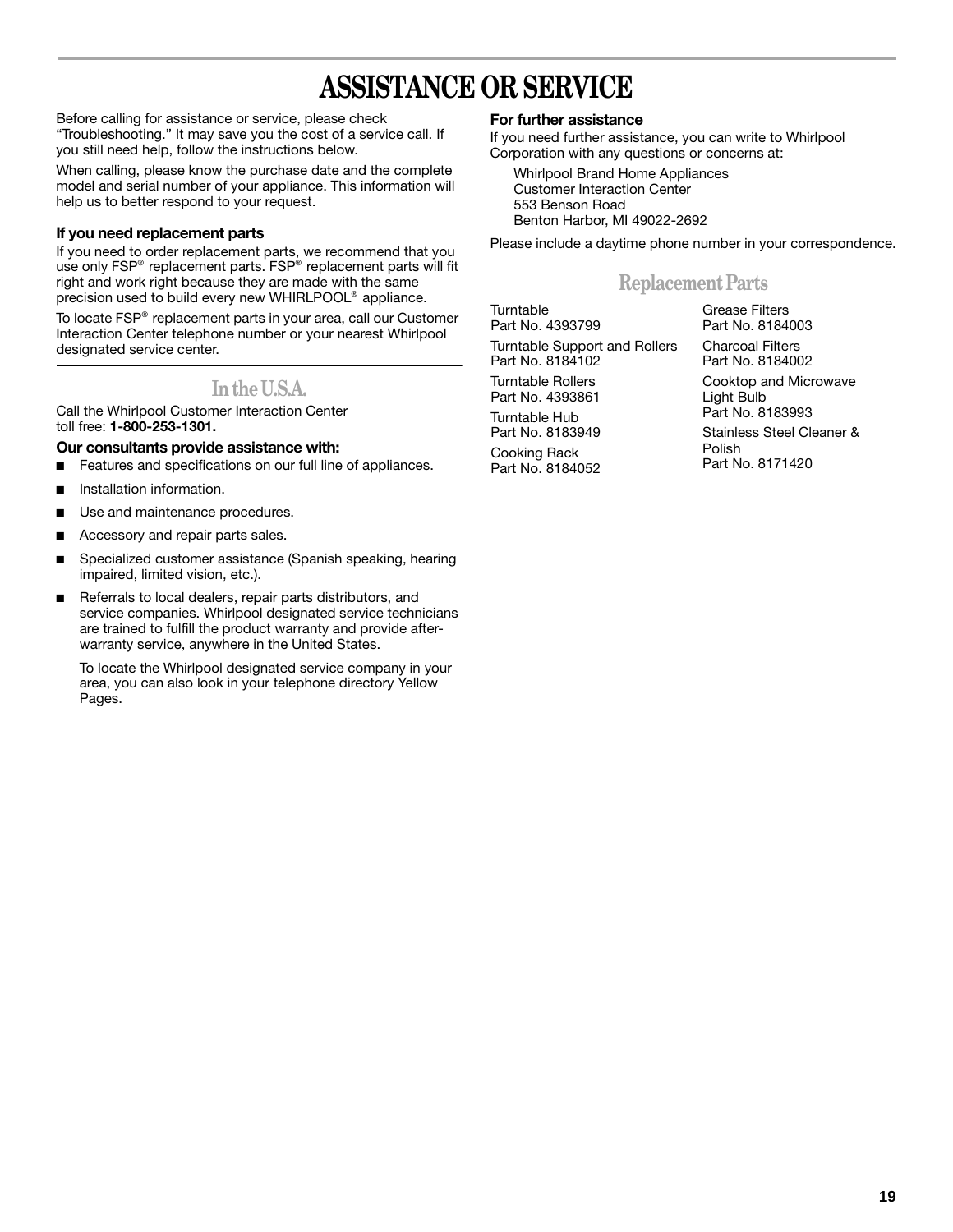# ASSISTANCE OR SERVICE

Before calling for assistance or service, please check "Troubleshooting." It may save you the cost of a service call. If you still need help, follow the instructions below.

When calling, please know the purchase date and the complete model and serial number of your appliance. This information will help us to better respond to your request.

### If you need replacement parts

If you need to order replacement parts, we recommend that you use only FSP® replacement parts. FSP® replacement parts will fit right and work right because they are made with the same precision used to build every new WHIRLPOOL® appliance.

To locate FSP® replacement parts in your area, call our Customer Interaction Center telephone number or your nearest Whirlpool designated service center.

## In the U.S.A.

Call the Whirlpool Customer Interaction Center toll free: **1-800-253-1301.**

### Our consultants provide assistance with:

- Features and specifications on our full line of appliances.
- Installation information.
- Use and maintenance procedures.
- Accessory and repair parts sales.
- Specialized customer assistance (Spanish speaking, hearing impaired, limited vision, etc.).
- Referrals to local dealers, repair parts distributors, and service companies. Whirlpool designated service technicians are trained to fulfill the product warranty and provide after-warranty service, anywhere in the United States.

  To locate the Whirlpool designated service company in your area, you can also look in your telephone directory Yellow Pages.

### For further assistance

If you need further assistance, you can write to Whirlpool Corporation with any questions or concerns at:

Whirlpool Brand Home Appliances  
Customer Interaction Center  
553 Benson Road  
Benton Harbor, MI 49022-2692

Please include a daytime phone number in your correspondence.

## Replacement Parts

Turntable  
Part No. 4393799

Turntable Support and Rollers  
Part No. 8184102

Turntable Rollers  
Part No. 4393861

Turntable Hub  
Part No. 8183949

Cooking Rack  
Part No. 8184052

Grease Filters  
Part No. 8184003

Charcoal Filters  
Part No. 8184002

Cooktop and Microwave Light Bulb  
Part No. 8183993

Stainless Steel Cleaner & Polish  
Part No. 8171420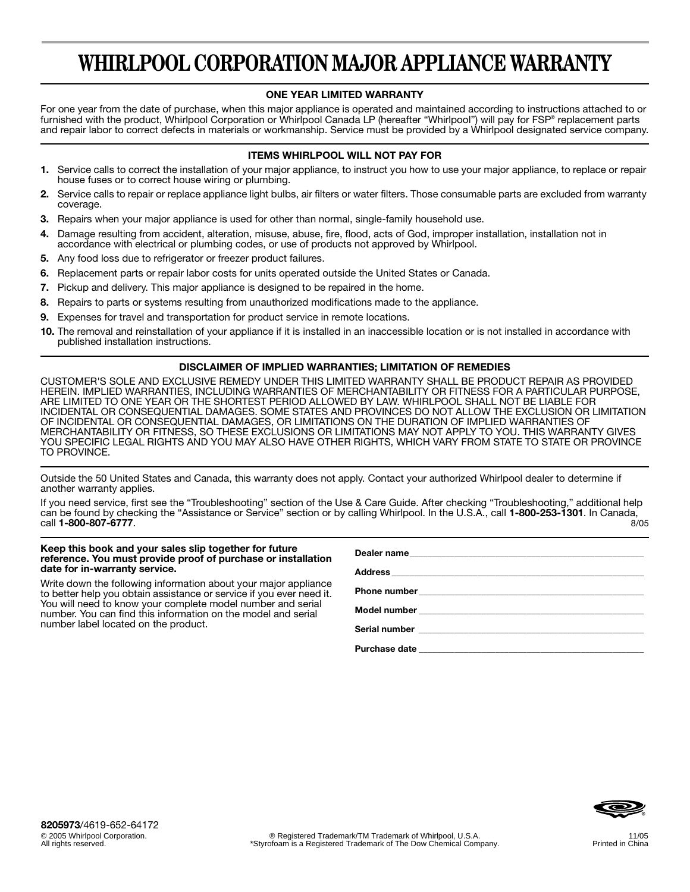# WHIRLPOOL CORPORATION MAJOR APPLIANCE WARRANTY

### ONE YEAR LIMITED WARRANTY

For one year from the date of purchase, when this major appliance is operated and maintained according to instructions attached to or furnished with the product, Whirlpool Corporation or Whirlpool Canada LP (hereafter "Whirlpool") will pay for FSP® replacement parts and repair labor to correct defects in materials or workmanship. Service must be provided by a Whirlpool designated service company.

### ITEMS WHIRLPOOL WILL NOT PAY FOR

1. Service calls to correct the installation of your major appliance, to instruct you how to use your major appliance, to replace or repair house fuses or to correct house wiring or plumbing.
2. Service calls to repair or replace appliance light bulbs, air filters or water filters. Those consumable parts are excluded from warranty coverage.
3. Repairs when your major appliance is used for other than normal, single-family household use.
4. Damage resulting from accident, alteration, misuse, abuse, fire, flood, acts of God, improper installation, installation not in accordance with electrical or plumbing codes, or use of products not approved by Whirlpool.
5. Any food loss due to refrigerator or freezer product failures.
6. Replacement parts or repair labor costs for units operated outside the United States or Canada.
7. Pickup and delivery. This major appliance is designed to be repaired in the home.
8. Repairs to parts or systems resulting from unauthorized modifications made to the appliance.
9. Expenses for travel and transportation for product service in remote locations.
10. The removal and reinstallation of your appliance if it is installed in an inaccessible location or is not installed in accordance with published installation instructions.

### DISCLAIMER OF IMPLIED WARRANTIES; LIMITATION OF REMEDIES

CUSTOMER'S SOLE AND EXCLUSIVE REMEDY UNDER THIS LIMITED WARRANTY SHALL BE PRODUCT REPAIR AS PROVIDED HEREIN. IMPLIED WARRANTIES, INCLUDING WARRANTIES OF MERCHANTABILITY OR FITNESS FOR A PARTICULAR PURPOSE, ARE LIMITED TO ONE YEAR OR THE SHORTEST PERIOD ALLOWED BY LAW. WHIRLPOOL SHALL NOT BE LIABLE FOR INCIDENTAL OR CONSEQUENTIAL DAMAGES. SOME STATES AND PROVINCES DO NOT ALLOW THE EXCLUSION OR LIMITATION OF INCIDENTAL OR CONSEQUENTIAL DAMAGES, OR LIMITATIONS ON THE DURATION OF IMPLIED WARRANTIES OF MERCHANTABILITY OR FITNESS, SO THESE EXCLUSIONS OR LIMITATIONS MAY NOT APPLY TO YOU. THIS WARRANTY GIVES YOU SPECIFIC LEGAL RIGHTS AND YOU MAY ALSO HAVE OTHER RIGHTS, WHICH VARY FROM STATE TO STATE OR PROVINCE TO PROVINCE.

Outside the 50 United States and Canada, this warranty does not apply. Contact your authorized Whirlpool dealer to determine if another warranty applies.

If you need service, first see the "Troubleshooting" section of the Use & Care Guide. After checking "Troubleshooting," additional help can be found by checking the "Assistance or Service" section or by calling Whirlpool. In the U.S.A., call **1-800-253-1301**. In Canada, call **1-800-807-6777**. 8/05

**Keep this book and your sales slip together for future reference. You must provide proof of purchase or installation date for in-warranty service.**

Write down the following information about your major appliance to better help you obtain assistance or service if you ever need it. You will need to know your complete model number and serial number. You can find this information on the model and serial number label located on the product.

**Dealer name** ____________________

**Address** ____________________

**Phone number** ____________________

**Model number** ____________________

**Serial number** ____________________

**Purchase date** ____________________

**8205973**/4619-652-64172

© 2005 Whirlpool Corporation.
All rights reserved.

® Registered Trademark/TM Trademark of Whirlpool, U.S.A.
*Styrofoam is a Registered Trademark of The Dow Chemical Company.

11/05
Printed in China